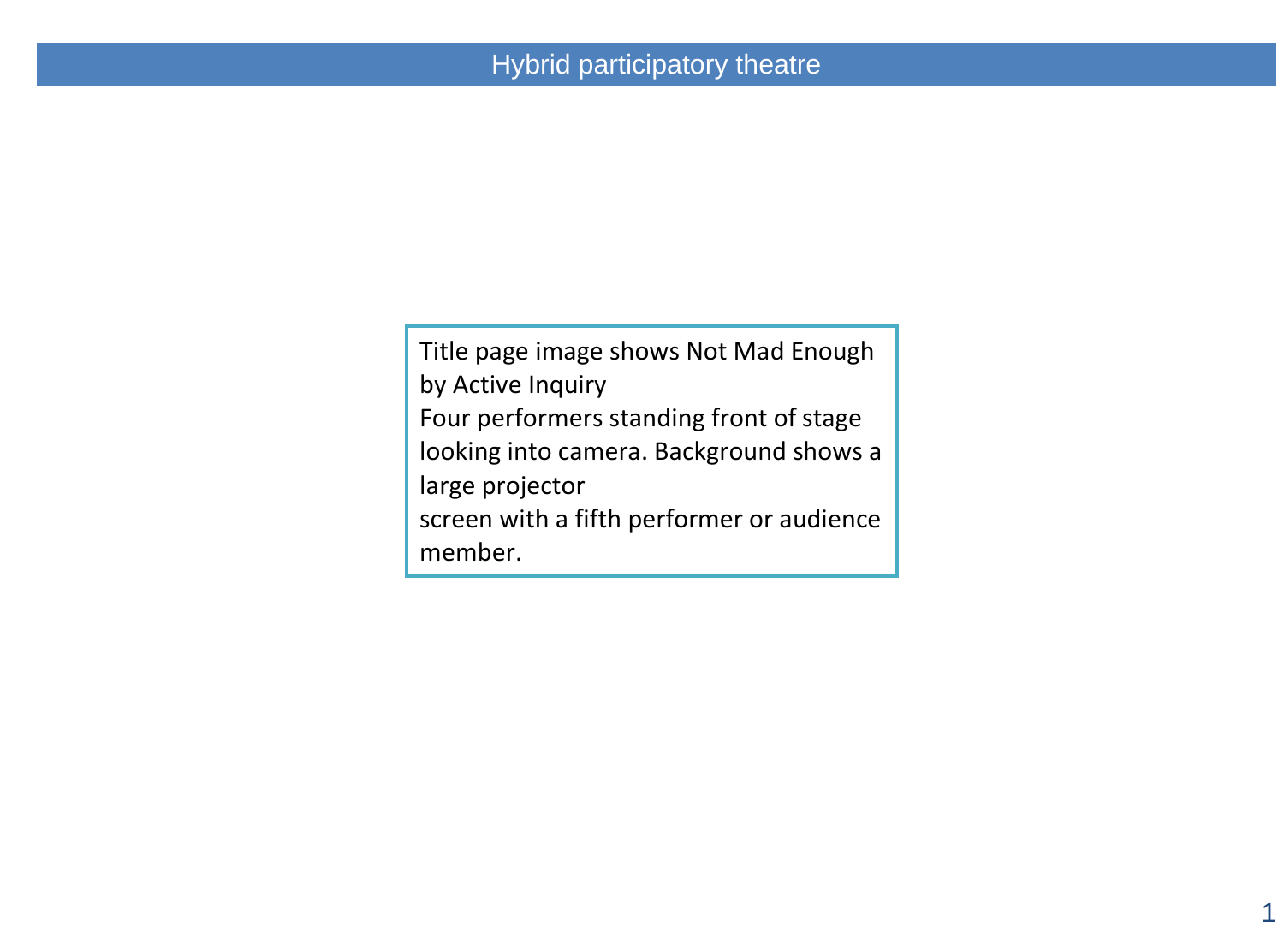# Hybrid participatory theatre

Title page image shows Not Mad Enough by Active Inquiry
Four performers standing front of stage looking into camera. Background shows a large projector
screen with a fifth performer or audience member.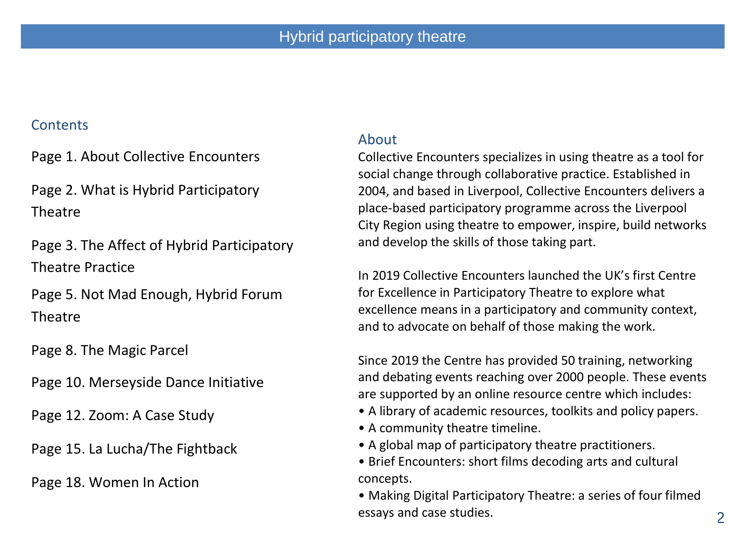## Contents

Page 1. About Collective Encounters

Page 2. What is Hybrid Participatory Theatre

Page 3. The Affect of Hybrid Participatory Theatre Practice

Page 5. Not Mad Enough, Hybrid Forum Theatre

Page 8. The Magic Parcel

Page 10. Merseyside Dance Initiative

Page 12. Zoom: A Case Study

Page 15. La Lucha/The Fightback

Page 18. Women In Action

## About

Collective Encounters specializes in using theatre as a tool for social change through collaborative practice. Established in 2004, and based in Liverpool, Collective Encounters delivers a place-based participatory programme across the Liverpool City Region using theatre to empower, inspire, build networks and develop the skills of those taking part.

In 2019 Collective Encounters launched the UK's first Centre for Excellence in Participatory Theatre to explore what excellence means in a participatory and community context, and to advocate on behalf of those making the work.

Since 2019 the Centre has provided 50 training, networking and debating events reaching over 2000 people. These events are supported by an online resource centre which includes:

- A library of academic resources, toolkits and policy papers.
- A community theatre timeline.
- A global map of participatory theatre practitioners.
- Brief Encounters: short films decoding arts and cultural concepts.
- Making Digital Participatory Theatre: a series of four filmed essays and case studies.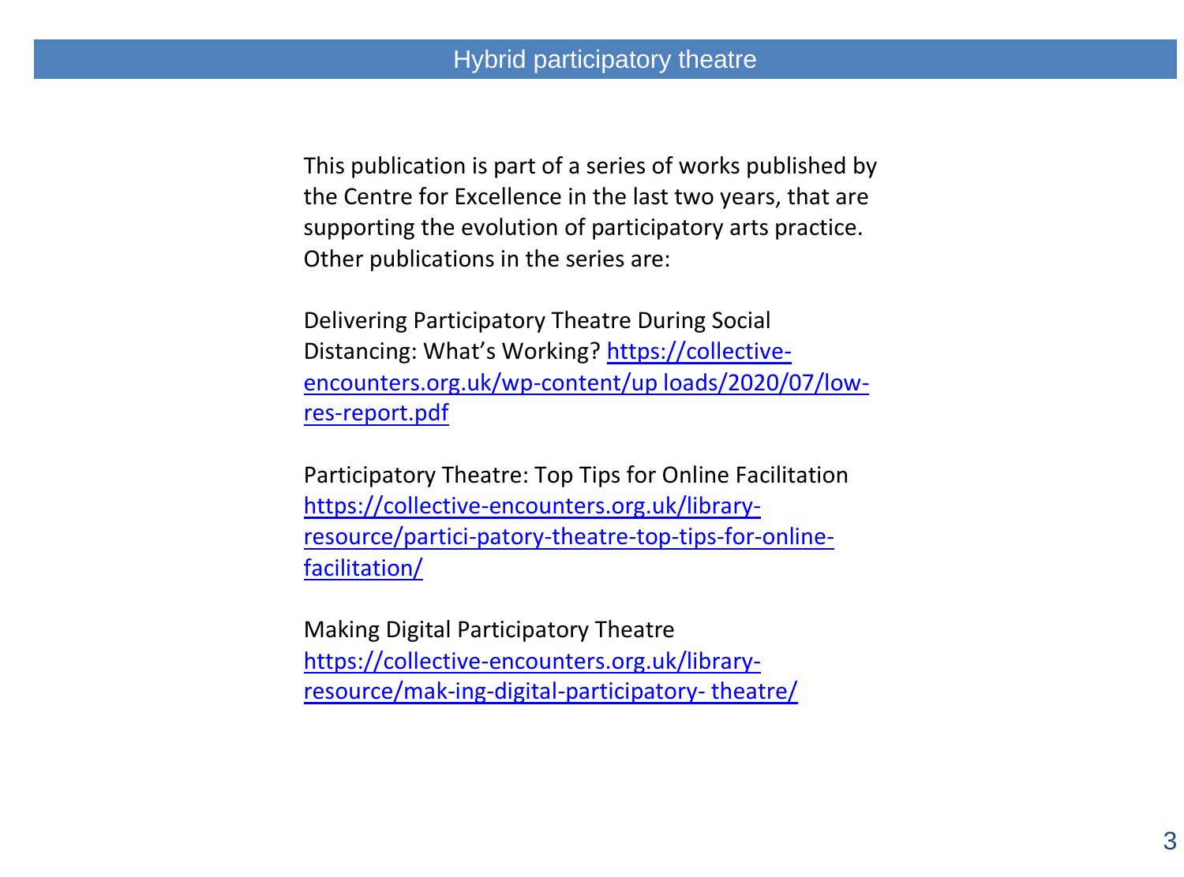This publication is part of a series of works published by the Centre for Excellence in the last two years, that are supporting the evolution of participatory arts practice. Other publications in the series are:

Delivering Participatory Theatre During Social Distancing: What's Working? https://collective-encounters.org.uk/wp-content/up loads/2020/07/low-res-report.pdf

Participatory Theatre: Top Tips for Online Facilitation https://collective-encounters.org.uk/library-resource/partici-patory-theatre-top-tips-for-online-facilitation/

Making Digital Participatory Theatre https://collective-encounters.org.uk/library-resource/mak-ing-digital-participatory- theatre/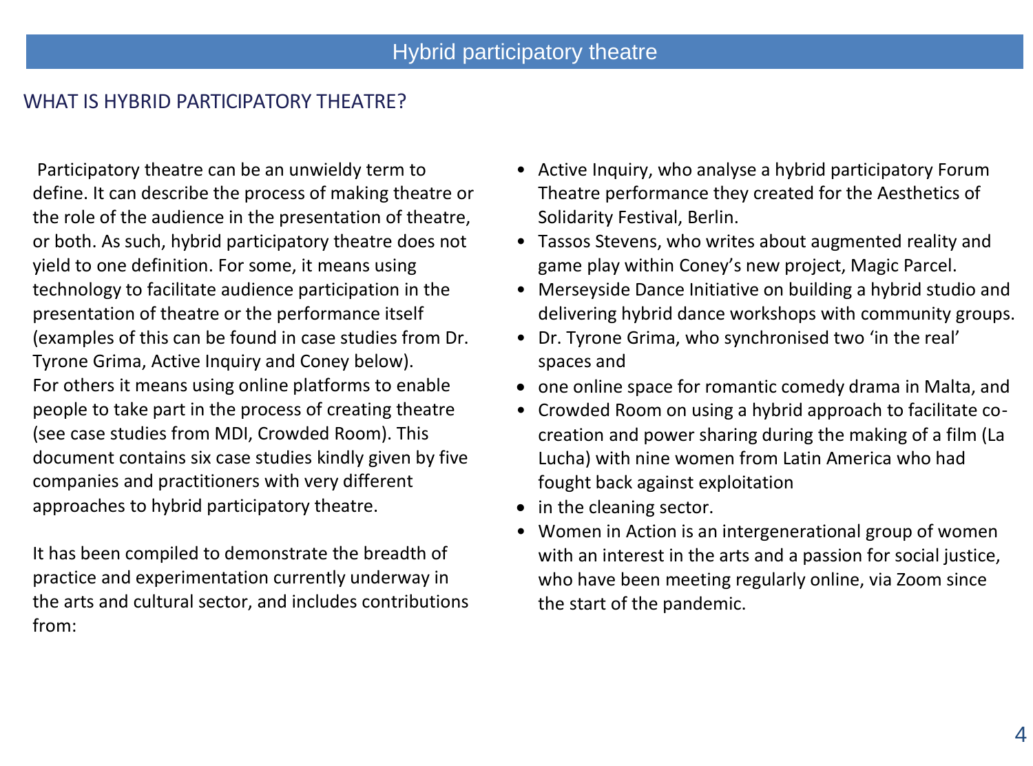# Hybrid participatory theatre

## WHAT IS HYBRID PARTICIPATORY THEATRE?

Participatory theatre can be an unwieldy term to define. It can describe the process of making theatre or the role of the audience in the presentation of theatre, or both. As such, hybrid participatory theatre does not yield to one definition. For some, it means using technology to facilitate audience participation in the presentation of theatre or the performance itself (examples of this can be found in case studies from Dr. Tyrone Grima, Active Inquiry and Coney below). For others it means using online platforms to enable people to take part in the process of creating theatre (see case studies from MDI, Crowded Room). This document contains six case studies kindly given by five companies and practitioners with very different approaches to hybrid participatory theatre.

It has been compiled to demonstrate the breadth of practice and experimentation currently underway in the arts and cultural sector, and includes contributions from:

- Active Inquiry, who analyse a hybrid participatory Forum Theatre performance they created for the Aesthetics of Solidarity Festival, Berlin.
- Tassos Stevens, who writes about augmented reality and game play within Coney's new project, Magic Parcel.
- Merseyside Dance Initiative on building a hybrid studio and delivering hybrid dance workshops with community groups.
- Dr. Tyrone Grima, who synchronised two 'in the real' spaces and
- one online space for romantic comedy drama in Malta, and
- Crowded Room on using a hybrid approach to facilitate co-creation and power sharing during the making of a film (La Lucha) with nine women from Latin America who had fought back against exploitation
- in the cleaning sector.
- Women in Action is an intergenerational group of women with an interest in the arts and a passion for social justice, who have been meeting regularly online, via Zoom since the start of the pandemic.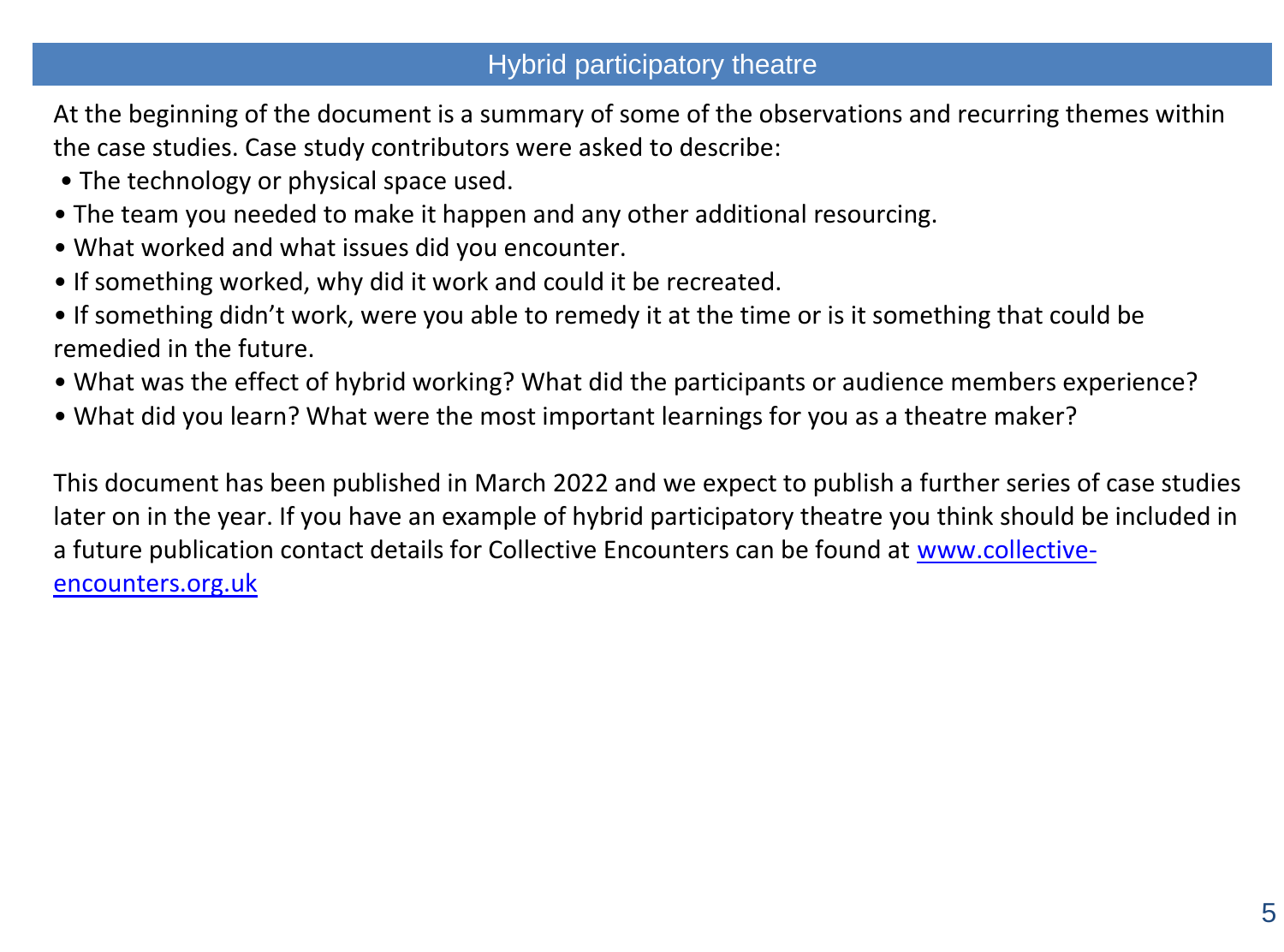## Hybrid participatory theatre

At the beginning of the document is a summary of some of the observations and recurring themes within the case studies. Case study contributors were asked to describe:

- The technology or physical space used.
- The team you needed to make it happen and any other additional resourcing.
- What worked and what issues did you encounter.
- If something worked, why did it work and could it be recreated.
- If something didn't work, were you able to remedy it at the time or is it something that could be remedied in the future.
- What was the effect of hybrid working? What did the participants or audience members experience?
- What did you learn? What were the most important learnings for you as a theatre maker?

This document has been published in March 2022 and we expect to publish a further series of case studies later on in the year. If you have an example of hybrid participatory theatre you think should be included in a future publication contact details for Collective Encounters can be found at [www.collective-encounters.org.uk](http://www.collective-encounters.org.uk)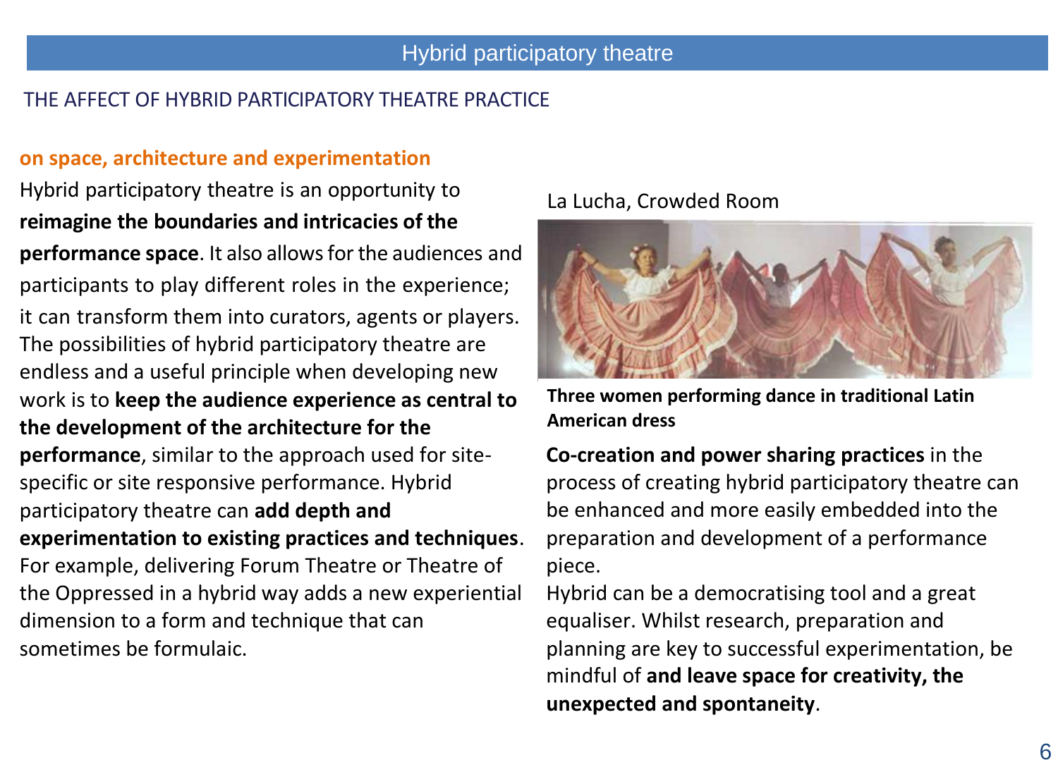# Hybrid participatory theatre

## THE AFFECT OF HYBRID PARTICIPATORY THEATRE PRACTICE

### on space, architecture and experimentation

Hybrid participatory theatre is an opportunity to **reimagine the boundaries and intricacies of the performance space**. It also allows for the audiences and participants to play different roles in the experience; it can transform them into curators, agents or players. The possibilities of hybrid participatory theatre are endless and a useful principle when developing new work is to **keep the audience experience as central to the development of the architecture for the performance**, similar to the approach used for site-specific or site responsive performance. Hybrid participatory theatre can **add depth and experimentation to existing practices and techniques**. For example, delivering Forum Theatre or Theatre of the Oppressed in a hybrid way adds a new experiential dimension to a form and technique that can sometimes be formulaic.

La Lucha, Crowded Room

**Three women performing dance in traditional Latin American dress**

**Co-creation and power sharing practices** in the process of creating hybrid participatory theatre can be enhanced and more easily embedded into the preparation and development of a performance piece.

Hybrid can be a democratising tool and a great equaliser. Whilst research, preparation and planning are key to successful experimentation, be mindful of **and leave space for creativity, the unexpected and spontaneity**.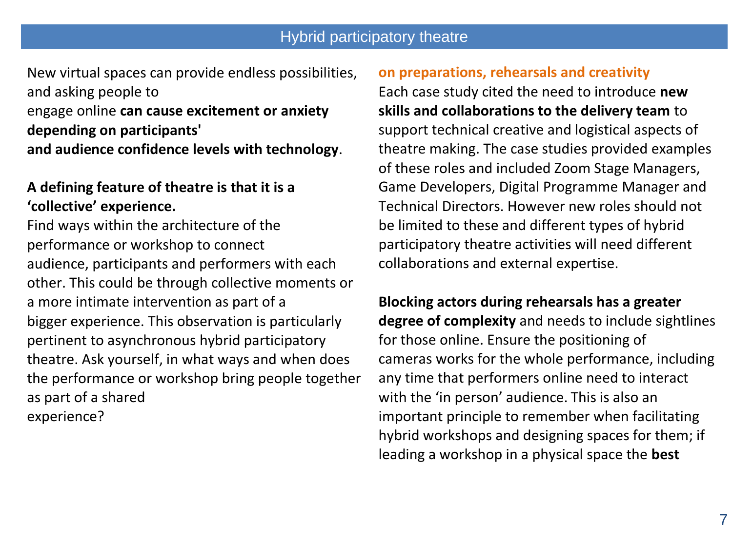New virtual spaces can provide endless possibilities, and asking people to engage online **can cause excitement or anxiety depending on participants' and audience confidence levels with technology**.

**A defining feature of theatre is that it is a 'collective' experience.**

Find ways within the architecture of the performance or workshop to connect audience, participants and performers with each other. This could be through collective moments or a more intimate intervention as part of a bigger experience. This observation is particularly pertinent to asynchronous hybrid participatory theatre. Ask yourself, in what ways and when does the performance or workshop bring people together as part of a shared experience?

### on preparations, rehearsals and creativity

Each case study cited the need to introduce **new skills and collaborations to the delivery team** to support technical creative and logistical aspects of theatre making. The case studies provided examples of these roles and included Zoom Stage Managers, Game Developers, Digital Programme Manager and Technical Directors. However new roles should not be limited to these and different types of hybrid participatory theatre activities will need different collaborations and external expertise.

**Blocking actors during rehearsals has a greater degree of complexity** and needs to include sightlines for those online. Ensure the positioning of cameras works for the whole performance, including any time that performers online need to interact with the 'in person' audience. This is also an important principle to remember when facilitating hybrid workshops and designing spaces for them; if leading a workshop in a physical space the **best**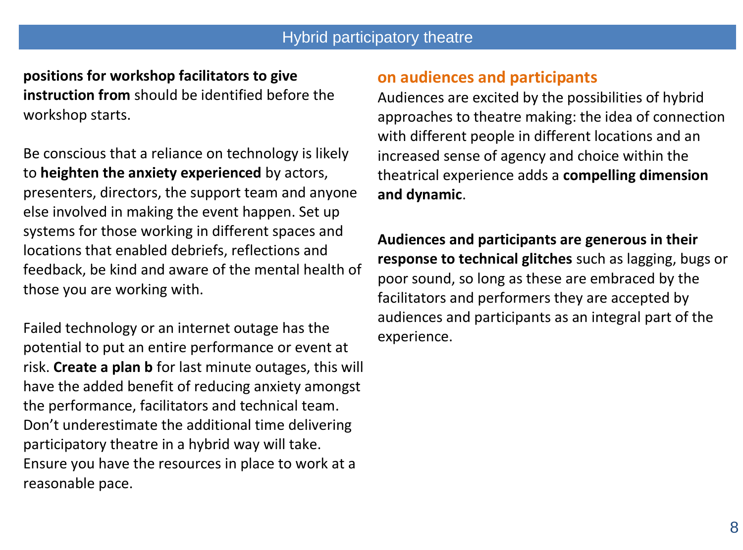**positions for workshop facilitators to give instruction from** should be identified before the workshop starts.

Be conscious that a reliance on technology is likely to **heighten the anxiety experienced** by actors, presenters, directors, the support team and anyone else involved in making the event happen. Set up systems for those working in different spaces and locations that enabled debriefs, reflections and feedback, be kind and aware of the mental health of those you are working with.

Failed technology or an internet outage has the potential to put an entire performance or event at risk. **Create a plan b** for last minute outages, this will have the added benefit of reducing anxiety amongst the performance, facilitators and technical team. Don't underestimate the additional time delivering participatory theatre in a hybrid way will take. Ensure you have the resources in place to work at a reasonable pace.

## on audiences and participants

Audiences are excited by the possibilities of hybrid approaches to theatre making: the idea of connection with different people in different locations and an increased sense of agency and choice within the theatrical experience adds a **compelling dimension and dynamic**.

**Audiences and participants are generous in their response to technical glitches** such as lagging, bugs or poor sound, so long as these are embraced by the facilitators and performers they are accepted by audiences and participants as an integral part of the experience.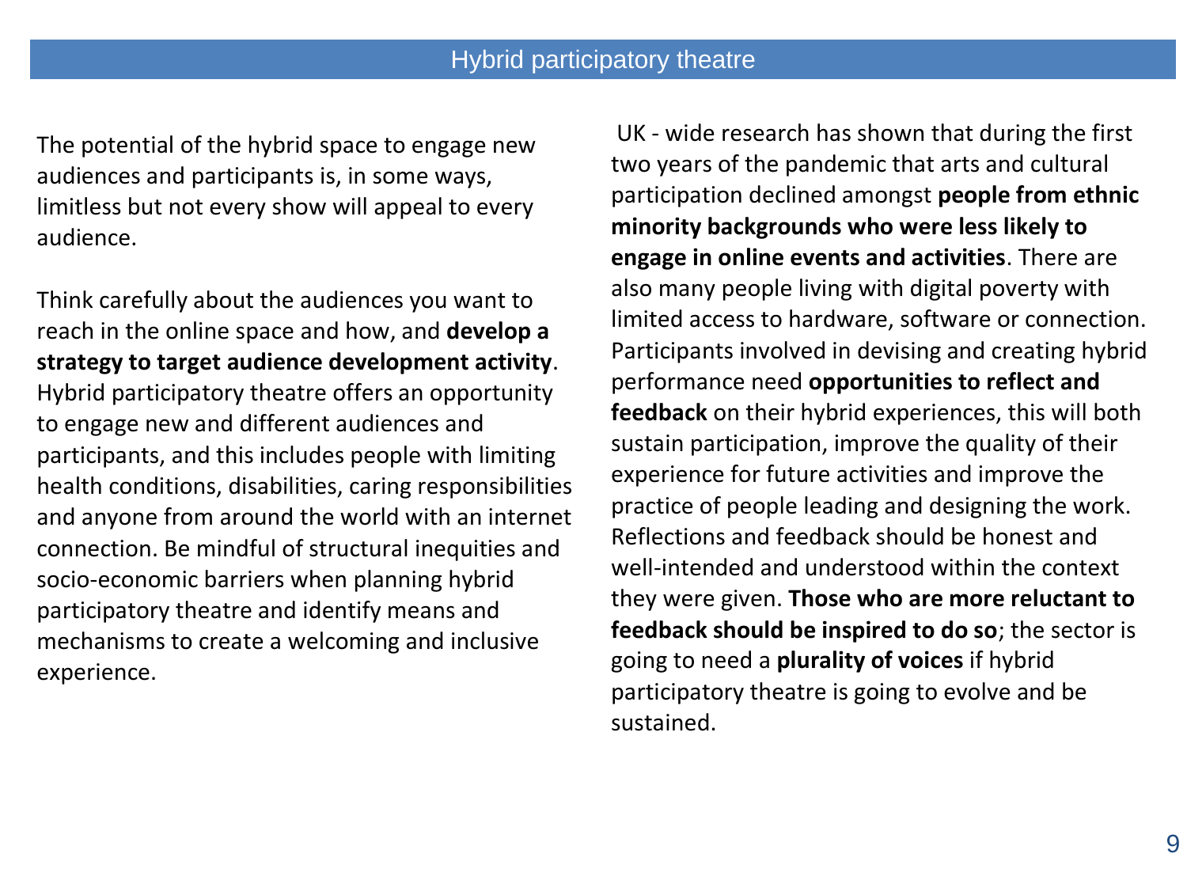## Hybrid participatory theatre

The potential of the hybrid space to engage new audiences and participants is, in some ways, limitless but not every show will appeal to every audience.

Think carefully about the audiences you want to reach in the online space and how, and **develop a strategy to target audience development activity**. Hybrid participatory theatre offers an opportunity to engage new and different audiences and participants, and this includes people with limiting health conditions, disabilities, caring responsibilities and anyone from around the world with an internet connection. Be mindful of structural inequities and socio-economic barriers when planning hybrid participatory theatre and identify means and mechanisms to create a welcoming and inclusive experience.

UK - wide research has shown that during the first two years of the pandemic that arts and cultural participation declined amongst **people from ethnic minority backgrounds who were less likely to engage in online events and activities**. There are also many people living with digital poverty with limited access to hardware, software or connection. Participants involved in devising and creating hybrid performance need **opportunities to reflect and feedback** on their hybrid experiences, this will both sustain participation, improve the quality of their experience for future activities and improve the practice of people leading and designing the work. Reflections and feedback should be honest and well-intended and understood within the context they were given. **Those who are more reluctant to feedback should be inspired to do so**; the sector is going to need a **plurality of voices** if hybrid participatory theatre is going to evolve and be sustained.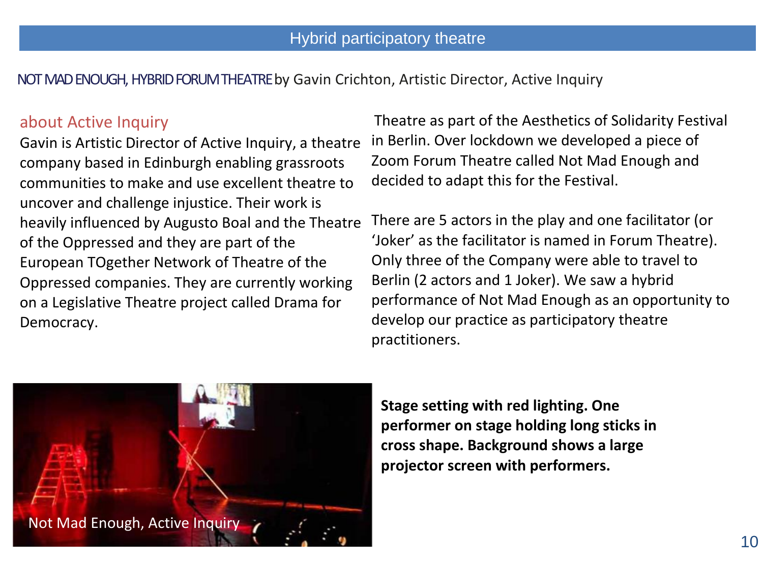## Hybrid participatory theatre

**NOT MAD ENOUGH, HYBRID FORUM THEATRE** by Gavin Crichton, Artistic Director, Active Inquiry

### about Active Inquiry

Gavin is Artistic Director of Active Inquiry, a theatre company based in Edinburgh enabling grassroots communities to make and use excellent theatre to uncover and challenge injustice. Their work is heavily influenced by Augusto Boal and the Theatre of the Oppressed and they are part of the European TOgether Network of Theatre of the Oppressed companies. They are currently working on a Legislative Theatre project called Drama for Democracy.

Theatre as part of the Aesthetics of Solidarity Festival in Berlin. Over lockdown we developed a piece of Zoom Forum Theatre called Not Mad Enough and decided to adapt this for the Festival.

There are 5 actors in the play and one facilitator (or 'Joker' as the facilitator is named in Forum Theatre). Only three of the Company were able to travel to Berlin (2 actors and 1 Joker). We saw a hybrid performance of Not Mad Enough as an opportunity to develop our practice as participatory theatre practitioners.

Not Mad Enough, Active Inquiry

**Stage setting with red lighting. One performer on stage holding long sticks in cross shape. Background shows a large projector screen with performers.**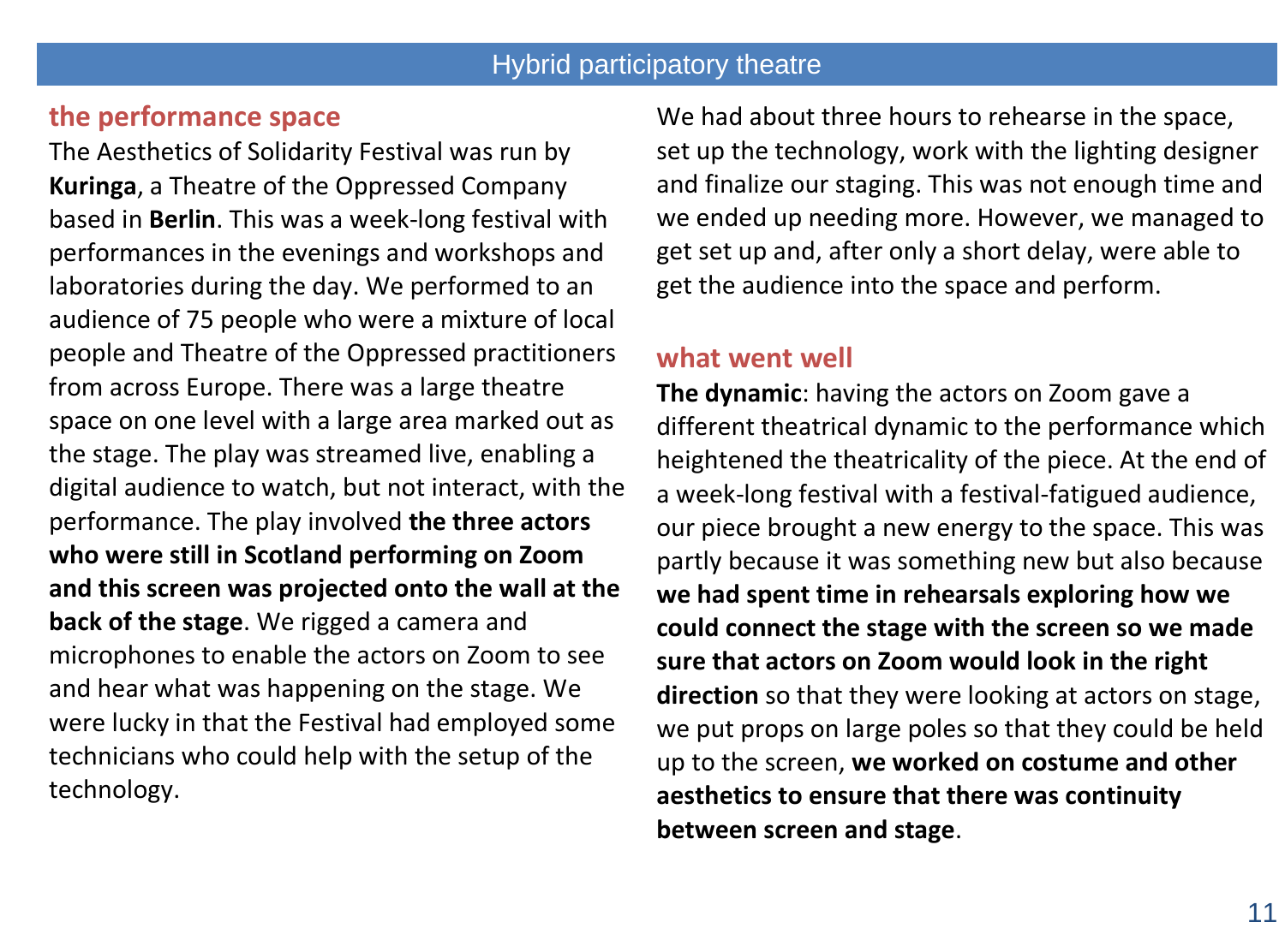## the performance space

The Aesthetics of Solidarity Festival was run by **Kuringa**, a Theatre of the Oppressed Company based in **Berlin**. This was a week-long festival with performances in the evenings and workshops and laboratories during the day. We performed to an audience of 75 people who were a mixture of local people and Theatre of the Oppressed practitioners from across Europe. There was a large theatre space on one level with a large area marked out as the stage. The play was streamed live, enabling a digital audience to watch, but not interact, with the performance. The play involved **the three actors who were still in Scotland performing on Zoom and this screen was projected onto the wall at the back of the stage**. We rigged a camera and microphones to enable the actors on Zoom to see and hear what was happening on the stage. We were lucky in that the Festival had employed some technicians who could help with the setup of the technology.

We had about three hours to rehearse in the space, set up the technology, work with the lighting designer and finalize our staging. This was not enough time and we ended up needing more. However, we managed to get set up and, after only a short delay, were able to get the audience into the space and perform.

## what went well

**The dynamic**: having the actors on Zoom gave a different theatrical dynamic to the performance which heightened the theatricality of the piece. At the end of a week-long festival with a festival-fatigued audience, our piece brought a new energy to the space. This was partly because it was something new but also because **we had spent time in rehearsals exploring how we could connect the stage with the screen so we made sure that actors on Zoom would look in the right direction** so that they were looking at actors on stage, we put props on large poles so that they could be held up to the screen, **we worked on costume and other aesthetics to ensure that there was continuity between screen and stage**.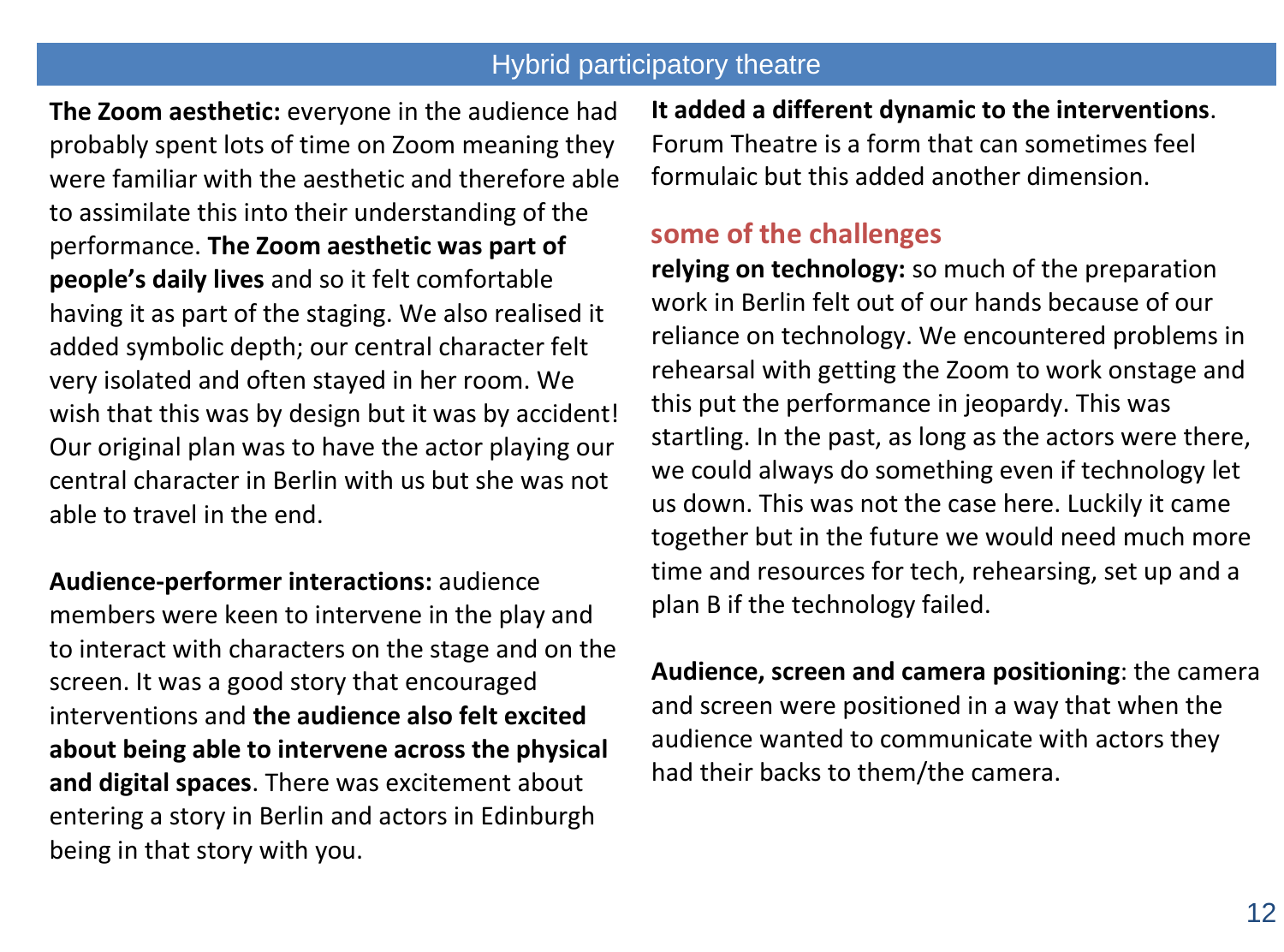## Hybrid participatory theatre

**The Zoom aesthetic:** everyone in the audience had probably spent lots of time on Zoom meaning they were familiar with the aesthetic and therefore able to assimilate this into their understanding of the performance. **The Zoom aesthetic was part of people's daily lives** and so it felt comfortable having it as part of the staging. We also realised it added symbolic depth; our central character felt very isolated and often stayed in her room. We wish that this was by design but it was by accident! Our original plan was to have the actor playing our central character in Berlin with us but she was not able to travel in the end.

**Audience-performer interactions:** audience members were keen to intervene in the play and to interact with characters on the stage and on the screen. It was a good story that encouraged interventions and **the audience also felt excited about being able to intervene across the physical and digital spaces**. There was excitement about entering a story in Berlin and actors in Edinburgh being in that story with you.

**It added a different dynamic to the interventions**. Forum Theatre is a form that can sometimes feel formulaic but this added another dimension.

### some of the challenges

**relying on technology:** so much of the preparation work in Berlin felt out of our hands because of our reliance on technology. We encountered problems in rehearsal with getting the Zoom to work onstage and this put the performance in jeopardy. This was startling. In the past, as long as the actors were there, we could always do something even if technology let us down. This was not the case here. Luckily it came together but in the future we would need much more time and resources for tech, rehearsing, set up and a plan B if the technology failed.

**Audience, screen and camera positioning**: the camera and screen were positioned in a way that when the audience wanted to communicate with actors they had their backs to them/the camera.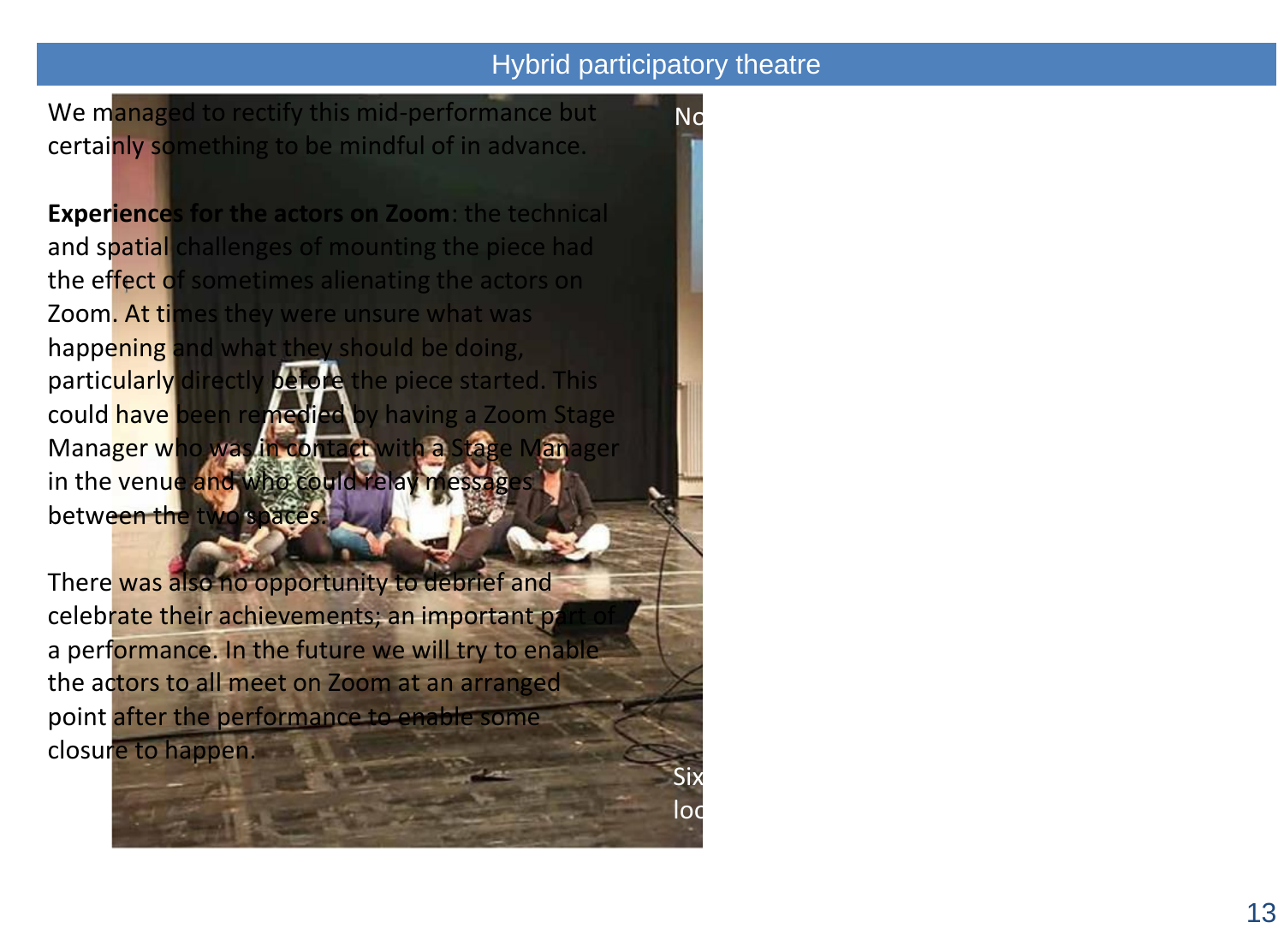## Hybrid participatory theatre

We managed to rectify this mid-performance but certainly something to be mindful of in advance.

**Experiences for the actors on Zoom**: the technical and spatial challenges of mounting the piece had the effect of sometimes alienating the actors on Zoom. At times they were unsure what was happening and what they should be doing, particularly directly before the piece started. This could have been remedied by having a Zoom Stage Manager who was in contact with a Stage Manager in the venue and who could relay messages between the two spaces.

There was also no opportunity to debrief and celebrate their achievements; an important part of a performance. In the future we will try to enable the actors to all meet on Zoom at an arranged point after the performance to enable some closure to happen.

No

Six loc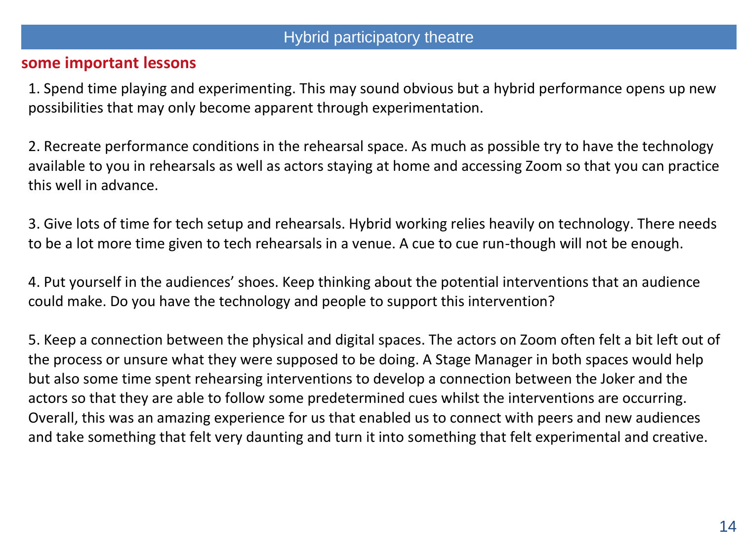## Hybrid participatory theatre

### some important lessons

1. Spend time playing and experimenting. This may sound obvious but a hybrid performance opens up new possibilities that may only become apparent through experimentation.

2. Recreate performance conditions in the rehearsal space. As much as possible try to have the technology available to you in rehearsals as well as actors staying at home and accessing Zoom so that you can practice this well in advance.

3. Give lots of time for tech setup and rehearsals. Hybrid working relies heavily on technology. There needs to be a lot more time given to tech rehearsals in a venue. A cue to cue run-though will not be enough.

4. Put yourself in the audiences' shoes. Keep thinking about the potential interventions that an audience could make. Do you have the technology and people to support this intervention?

5. Keep a connection between the physical and digital spaces. The actors on Zoom often felt a bit left out of the process or unsure what they were supposed to be doing. A Stage Manager in both spaces would help but also some time spent rehearsing interventions to develop a connection between the Joker and the actors so that they are able to follow some predetermined cues whilst the interventions are occurring. Overall, this was an amazing experience for us that enabled us to connect with peers and new audiences and take something that felt very daunting and turn it into something that felt experimental and creative.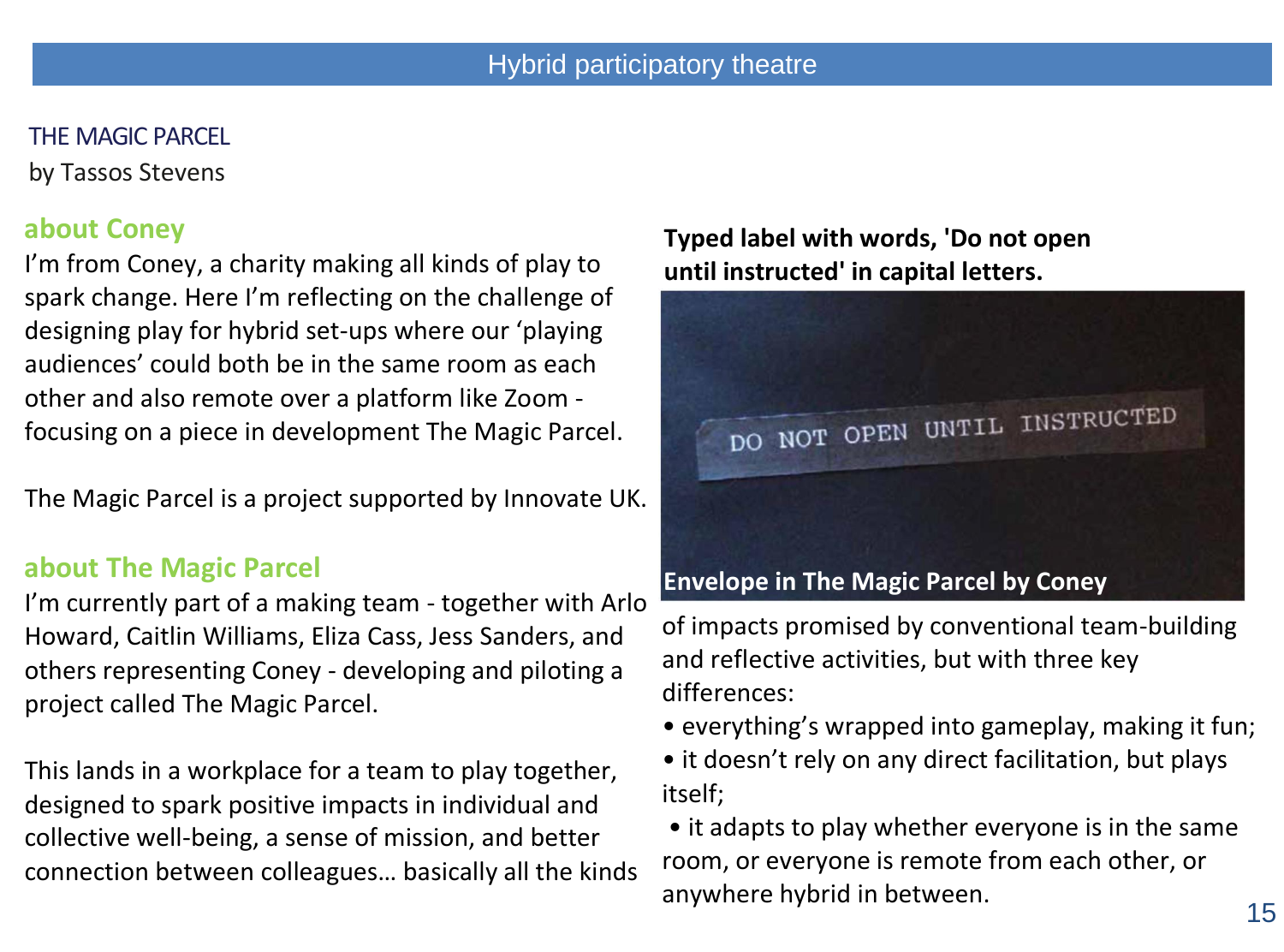# THE MAGIC PARCEL

by Tassos Stevens

## about Coney

I'm from Coney, a charity making all kinds of play to spark change. Here I'm reflecting on the challenge of designing play for hybrid set-ups where our 'playing audiences' could both be in the same room as each other and also remote over a platform like Zoom - focusing on a piece in development The Magic Parcel.

The Magic Parcel is a project supported by Innovate UK.

## about The Magic Parcel

I'm currently part of a making team - together with Arlo Howard, Caitlin Williams, Eliza Cass, Jess Sanders, and others representing Coney - developing and piloting a project called The Magic Parcel.

This lands in a workplace for a team to play together, designed to spark positive impacts in individual and collective well-being, a sense of mission, and better connection between colleagues… basically all the kinds of impacts promised by conventional team-building and reflective activities, but with three key differences:

- everything's wrapped into gameplay, making it fun;
- it doesn't rely on any direct facilitation, but plays itself;
- it adapts to play whether everyone is in the same room, or everyone is remote from each other, or anywhere hybrid in between.

**Typed label with words, 'Do not open until instructed' in capital letters.**

**Envelope in The Magic Parcel by Coney**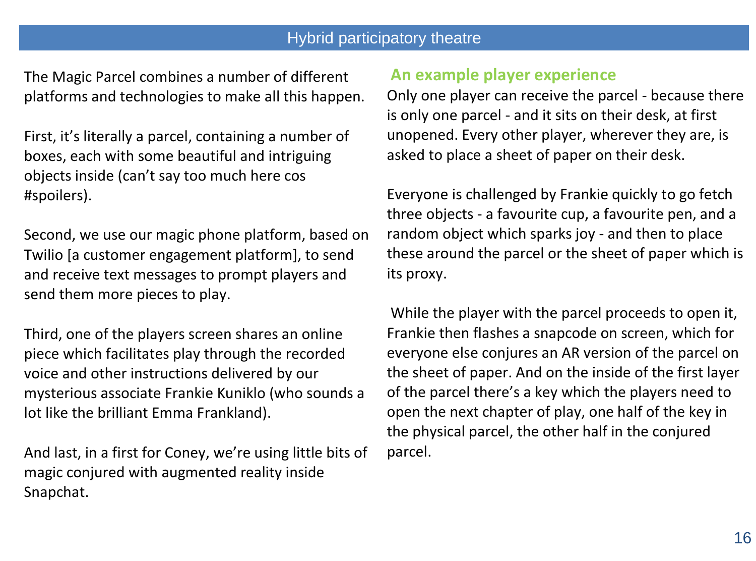## Hybrid participatory theatre

The Magic Parcel combines a number of different platforms and technologies to make all this happen.

First, it's literally a parcel, containing a number of boxes, each with some beautiful and intriguing objects inside (can't say too much here cos #spoilers).

Second, we use our magic phone platform, based on Twilio [a customer engagement platform], to send and receive text messages to prompt players and send them more pieces to play.

Third, one of the players screen shares an online piece which facilitates play through the recorded voice and other instructions delivered by our mysterious associate Frankie Kuniklo (who sounds a lot like the brilliant Emma Frankland).

And last, in a first for Coney, we're using little bits of magic conjured with augmented reality inside Snapchat.

### An example player experience

Only one player can receive the parcel - because there is only one parcel - and it sits on their desk, at first unopened. Every other player, wherever they are, is asked to place a sheet of paper on their desk.

Everyone is challenged by Frankie quickly to go fetch three objects - a favourite cup, a favourite pen, and a random object which sparks joy - and then to place these around the parcel or the sheet of paper which is its proxy.

While the player with the parcel proceeds to open it, Frankie then flashes a snapcode on screen, which for everyone else conjures an AR version of the parcel on the sheet of paper. And on the inside of the first layer of the parcel there's a key which the players need to open the next chapter of play, one half of the key in the physical parcel, the other half in the conjured parcel.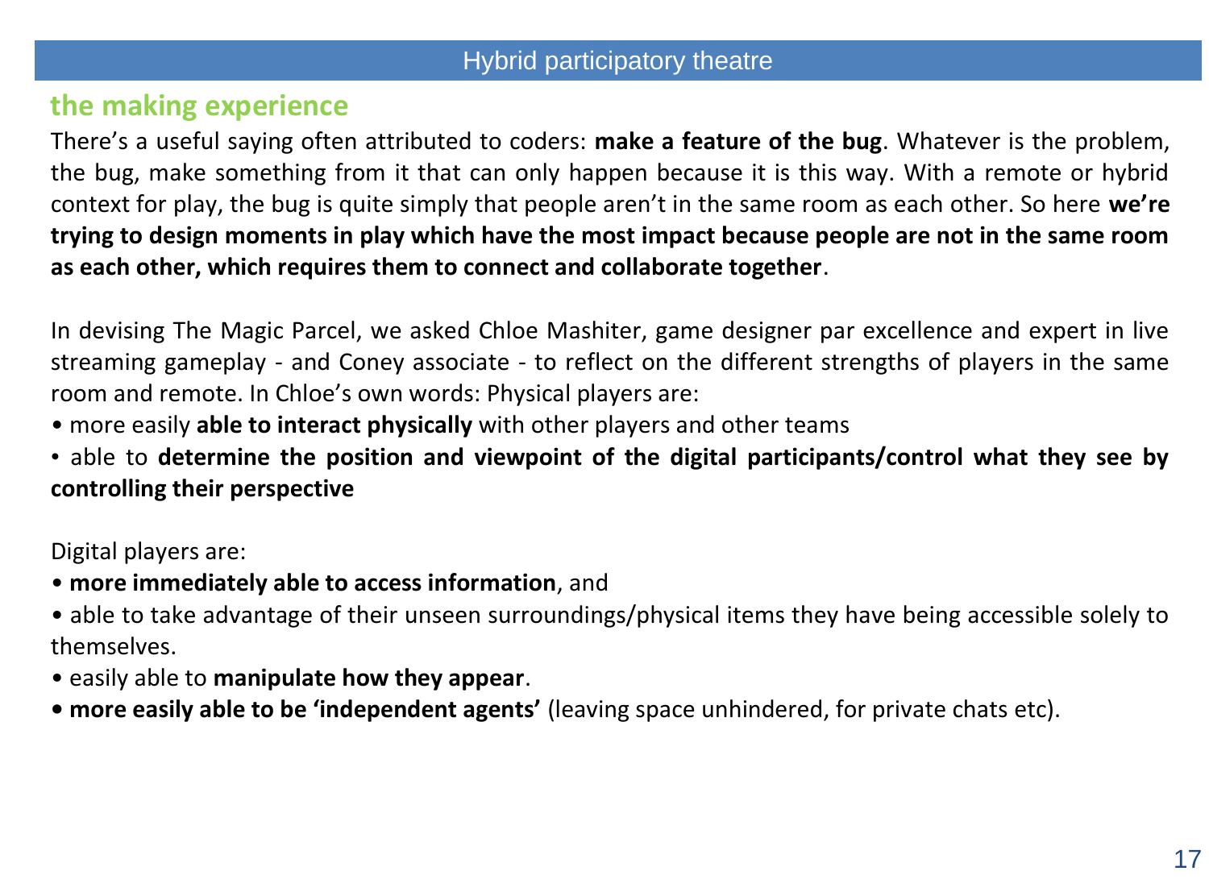## the making experience

There's a useful saying often attributed to coders: **make a feature of the bug**. Whatever is the problem, the bug, make something from it that can only happen because it is this way. With a remote or hybrid context for play, the bug is quite simply that people aren't in the same room as each other. So here **we're trying to design moments in play which have the most impact because people are not in the same room as each other, which requires them to connect and collaborate together**.

In devising The Magic Parcel, we asked Chloe Mashiter, game designer par excellence and expert in live streaming gameplay - and Coney associate - to reflect on the different strengths of players in the same room and remote. In Chloe's own words: Physical players are:

- more easily **able to interact physically** with other players and other teams
- able to **determine the position and viewpoint of the digital participants/control what they see by controlling their perspective**

Digital players are:

- **more immediately able to access information**, and
- able to take advantage of their unseen surroundings/physical items they have being accessible solely to themselves.
- easily able to **manipulate how they appear**.
- **more easily able to be 'independent agents'** (leaving space unhindered, for private chats etc).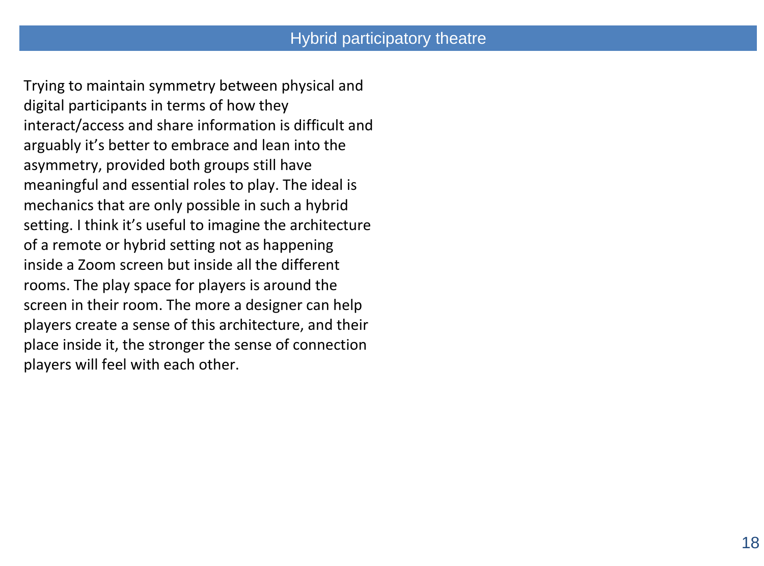## Hybrid participatory theatre

Trying to maintain symmetry between physical and digital participants in terms of how they interact/access and share information is difficult and arguably it's better to embrace and lean into the asymmetry, provided both groups still have meaningful and essential roles to play. The ideal is mechanics that are only possible in such a hybrid setting. I think it's useful to imagine the architecture of a remote or hybrid setting not as happening inside a Zoom screen but inside all the different rooms. The play space for players is around the screen in their room. The more a designer can help players create a sense of this architecture, and their place inside it, the stronger the sense of connection players will feel with each other.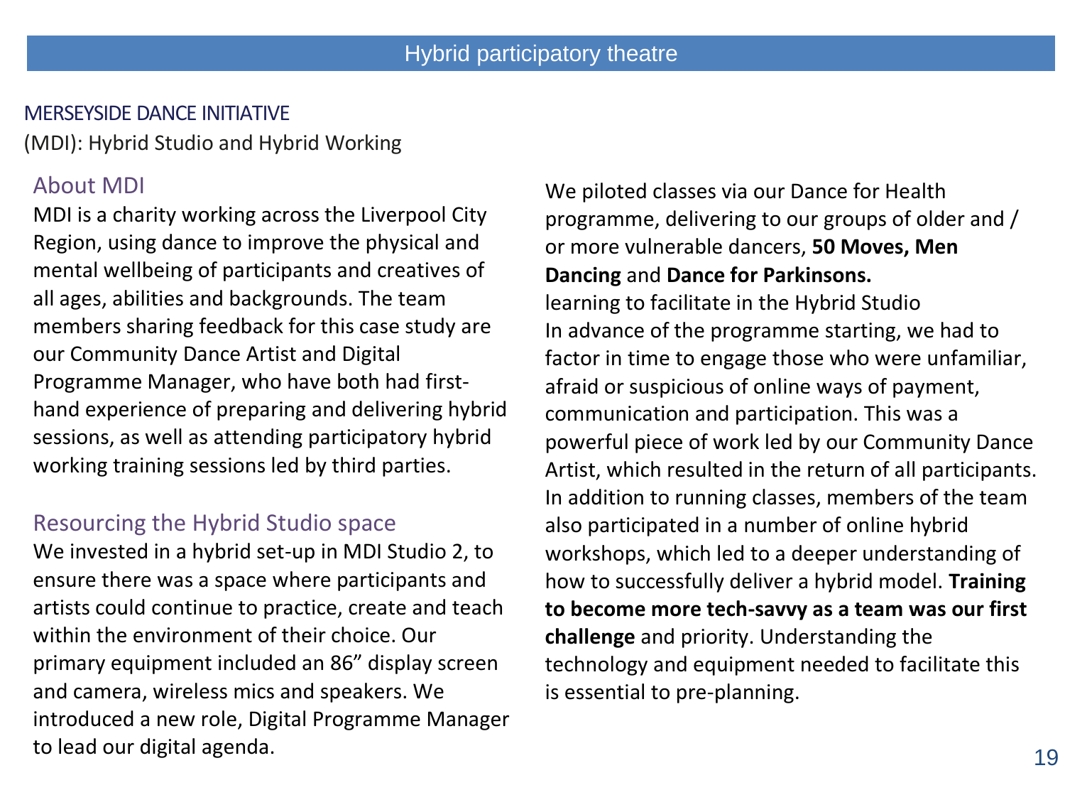Hybrid participatory theatre

## MERSEYSIDE DANCE INITIATIVE

(MDI): Hybrid Studio and Hybrid Working

### About MDI

MDI is a charity working across the Liverpool City Region, using dance to improve the physical and mental wellbeing of participants and creatives of all ages, abilities and backgrounds. The team members sharing feedback for this case study are our Community Dance Artist and Digital Programme Manager, who have both had first-hand experience of preparing and delivering hybrid sessions, as well as attending participatory hybrid working training sessions led by third parties.

### Resourcing the Hybrid Studio space

We invested in a hybrid set-up in MDI Studio 2, to ensure there was a space where participants and artists could continue to practice, create and teach within the environment of their choice. Our primary equipment included an 86” display screen and camera, wireless mics and speakers. We introduced a new role, Digital Programme Manager to lead our digital agenda.

We piloted classes via our Dance for Health programme, delivering to our groups of older and / or more vulnerable dancers, **50 Moves, Men Dancing** and **Dance for Parkinsons.**

learning to facilitate in the Hybrid Studio

In advance of the programme starting, we had to factor in time to engage those who were unfamiliar, afraid or suspicious of online ways of payment, communication and participation. This was a powerful piece of work led by our Community Dance Artist, which resulted in the return of all participants. In addition to running classes, members of the team also participated in a number of online hybrid workshops, which led to a deeper understanding of how to successfully deliver a hybrid model. **Training to become more tech-savvy as a team was our first challenge** and priority. Understanding the technology and equipment needed to facilitate this is essential to pre-planning.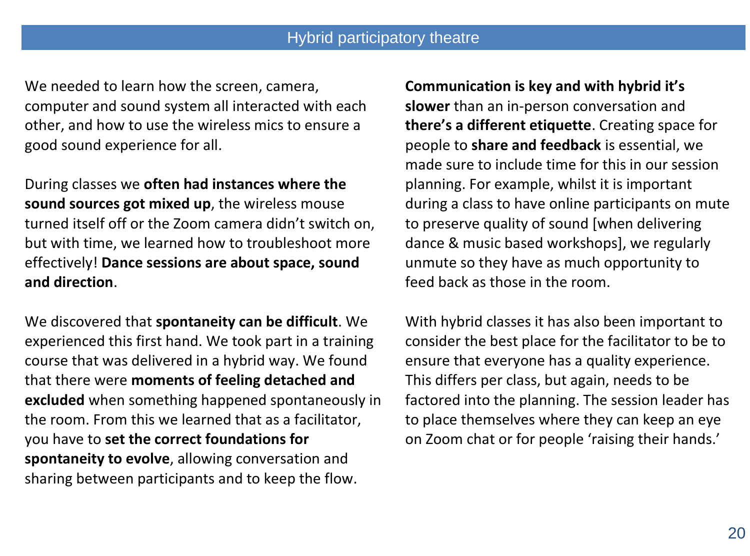## Hybrid participatory theatre

We needed to learn how the screen, camera, computer and sound system all interacted with each other, and how to use the wireless mics to ensure a good sound experience for all.

During classes we **often had instances where the sound sources got mixed up**, the wireless mouse turned itself off or the Zoom camera didn't switch on, but with time, we learned how to troubleshoot more effectively! **Dance sessions are about space, sound and direction**.

We discovered that **spontaneity can be difficult**. We experienced this first hand. We took part in a training course that was delivered in a hybrid way. We found that there were **moments of feeling detached and excluded** when something happened spontaneously in the room. From this we learned that as a facilitator, you have to **set the correct foundations for spontaneity to evolve**, allowing conversation and sharing between participants and to keep the flow.

**Communication is key and with hybrid it's slower** than an in-person conversation and **there's a different etiquette**. Creating space for people to **share and feedback** is essential, we made sure to include time for this in our session planning. For example, whilst it is important during a class to have online participants on mute to preserve quality of sound [when delivering dance & music based workshops], we regularly unmute so they have as much opportunity to feed back as those in the room.

With hybrid classes it has also been important to consider the best place for the facilitator to be to ensure that everyone has a quality experience. This differs per class, but again, needs to be factored into the planning. The session leader has to place themselves where they can keep an eye on Zoom chat or for people 'raising their hands.'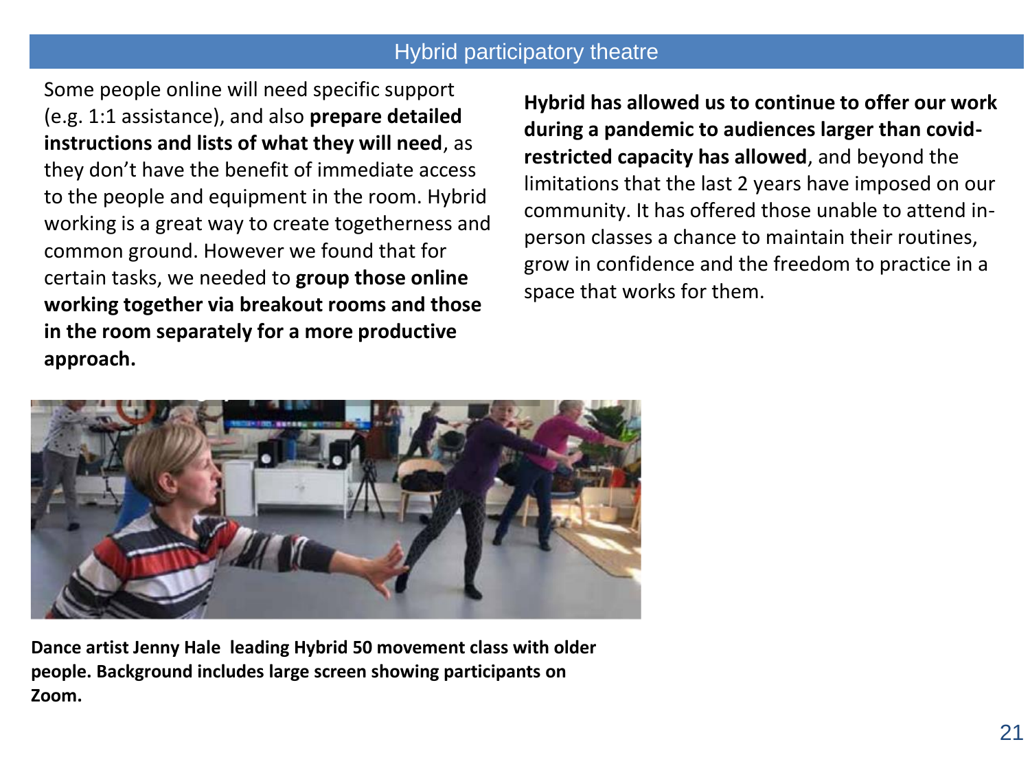## Hybrid participatory theatre

Some people online will need specific support (e.g. 1:1 assistance), and also **prepare detailed instructions and lists of what they will need**, as they don't have the benefit of immediate access to the people and equipment in the room. Hybrid working is a great way to create togetherness and common ground. However we found that for certain tasks, we needed to **group those online working together via breakout rooms and those in the room separately for a more productive approach.**

**Hybrid has allowed us to continue to offer our work during a pandemic to audiences larger than covid-restricted capacity has allowed**, and beyond the limitations that the last 2 years have imposed on our community. It has offered those unable to attend in-person classes a chance to maintain their routines, grow in confidence and the freedom to practice in a space that works for them.

**Dance artist Jenny Hale leading Hybrid 50 movement class with older people. Background includes large screen showing participants on Zoom.**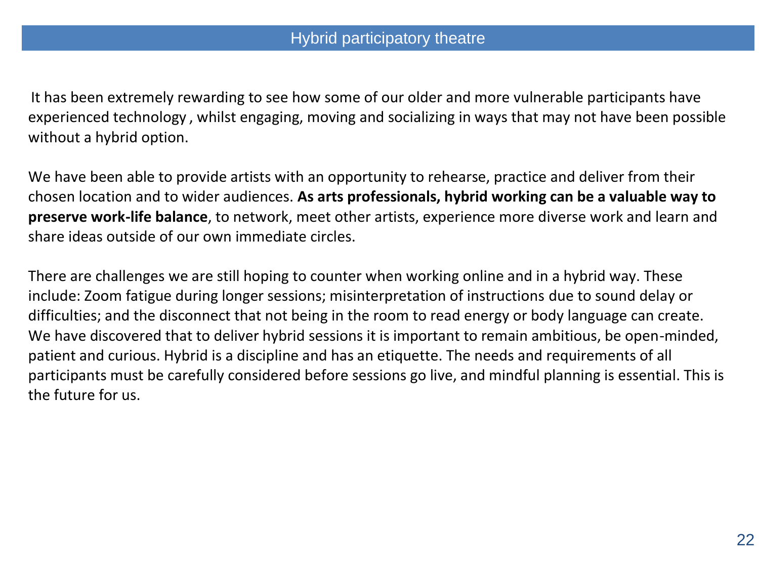## Hybrid participatory theatre

It has been extremely rewarding to see how some of our older and more vulnerable participants have experienced technology , whilst engaging, moving and socializing in ways that may not have been possible without a hybrid option.

We have been able to provide artists with an opportunity to rehearse, practice and deliver from their chosen location and to wider audiences. **As arts professionals, hybrid working can be a valuable way to preserve work-life balance**, to network, meet other artists, experience more diverse work and learn and share ideas outside of our own immediate circles.

There are challenges we are still hoping to counter when working online and in a hybrid way. These include: Zoom fatigue during longer sessions; misinterpretation of instructions due to sound delay or difficulties; and the disconnect that not being in the room to read energy or body language can create. We have discovered that to deliver hybrid sessions it is important to remain ambitious, be open-minded, patient and curious. Hybrid is a discipline and has an etiquette. The needs and requirements of all participants must be carefully considered before sessions go live, and mindful planning is essential. This is the future for us.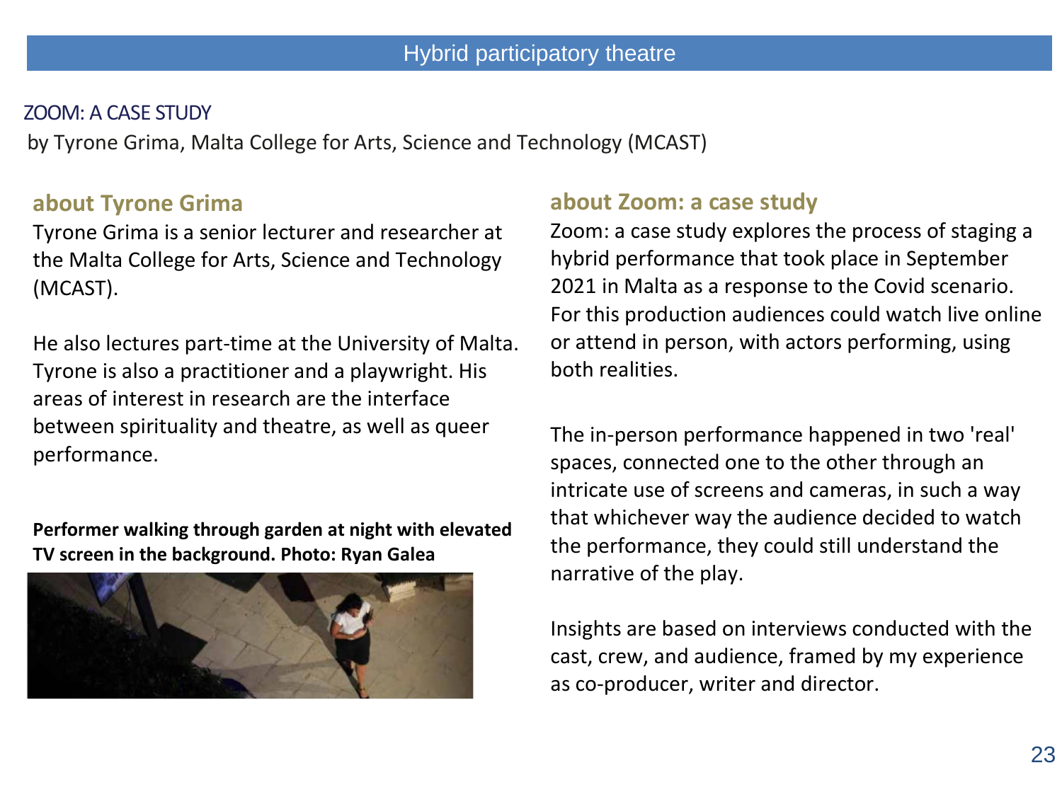# Hybrid participatory theatre

## ZOOM: A CASE STUDY

by Tyrone Grima, Malta College for Arts, Science and Technology (MCAST)

### about Tyrone Grima

Tyrone Grima is a senior lecturer and researcher at the Malta College for Arts, Science and Technology (MCAST).

He also lectures part-time at the University of Malta. Tyrone is also a practitioner and a playwright. His areas of interest in research are the interface between spirituality and theatre, as well as queer performance.

**Performer walking through garden at night with elevated TV screen in the background. Photo: Ryan Galea**

### about Zoom: a case study

Zoom: a case study explores the process of staging a hybrid performance that took place in September 2021 in Malta as a response to the Covid scenario. For this production audiences could watch live online or attend in person, with actors performing, using both realities.

The in-person performance happened in two 'real' spaces, connected one to the other through an intricate use of screens and cameras, in such a way that whichever way the audience decided to watch the performance, they could still understand the narrative of the play.

Insights are based on interviews conducted with the cast, crew, and audience, framed by my experience as co-producer, writer and director.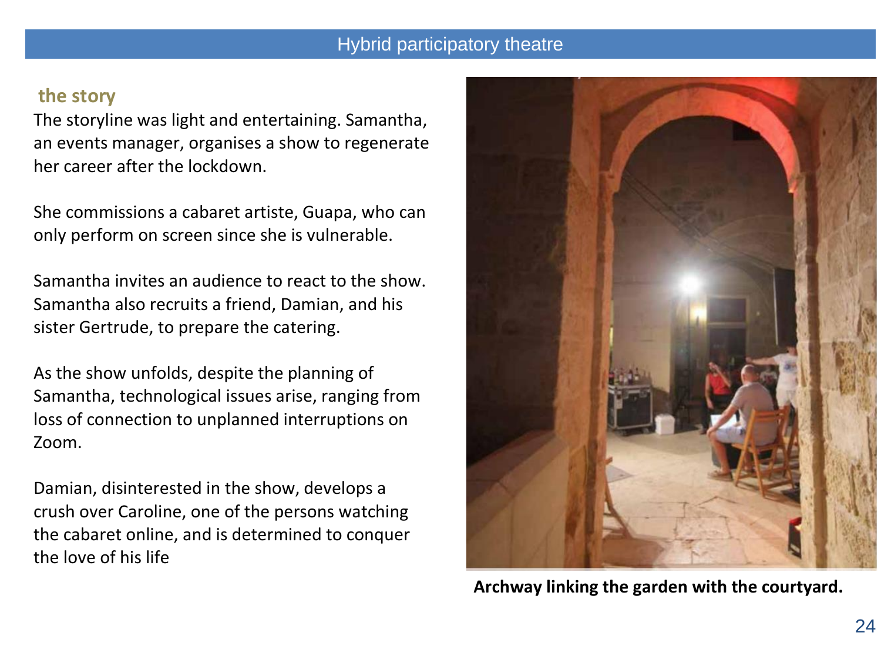## the story

The storyline was light and entertaining. Samantha, an events manager, organises a show to regenerate her career after the lockdown.

She commissions a cabaret artiste, Guapa, who can only perform on screen since she is vulnerable.

Samantha invites an audience to react to the show. Samantha also recruits a friend, Damian, and his sister Gertrude, to prepare the catering.

As the show unfolds, despite the planning of Samantha, technological issues arise, ranging from loss of connection to unplanned interruptions on Zoom.

Damian, disinterested in the show, develops a crush over Caroline, one of the persons watching the cabaret online, and is determined to conquer the love of his life

**Archway linking the garden with the courtyard.**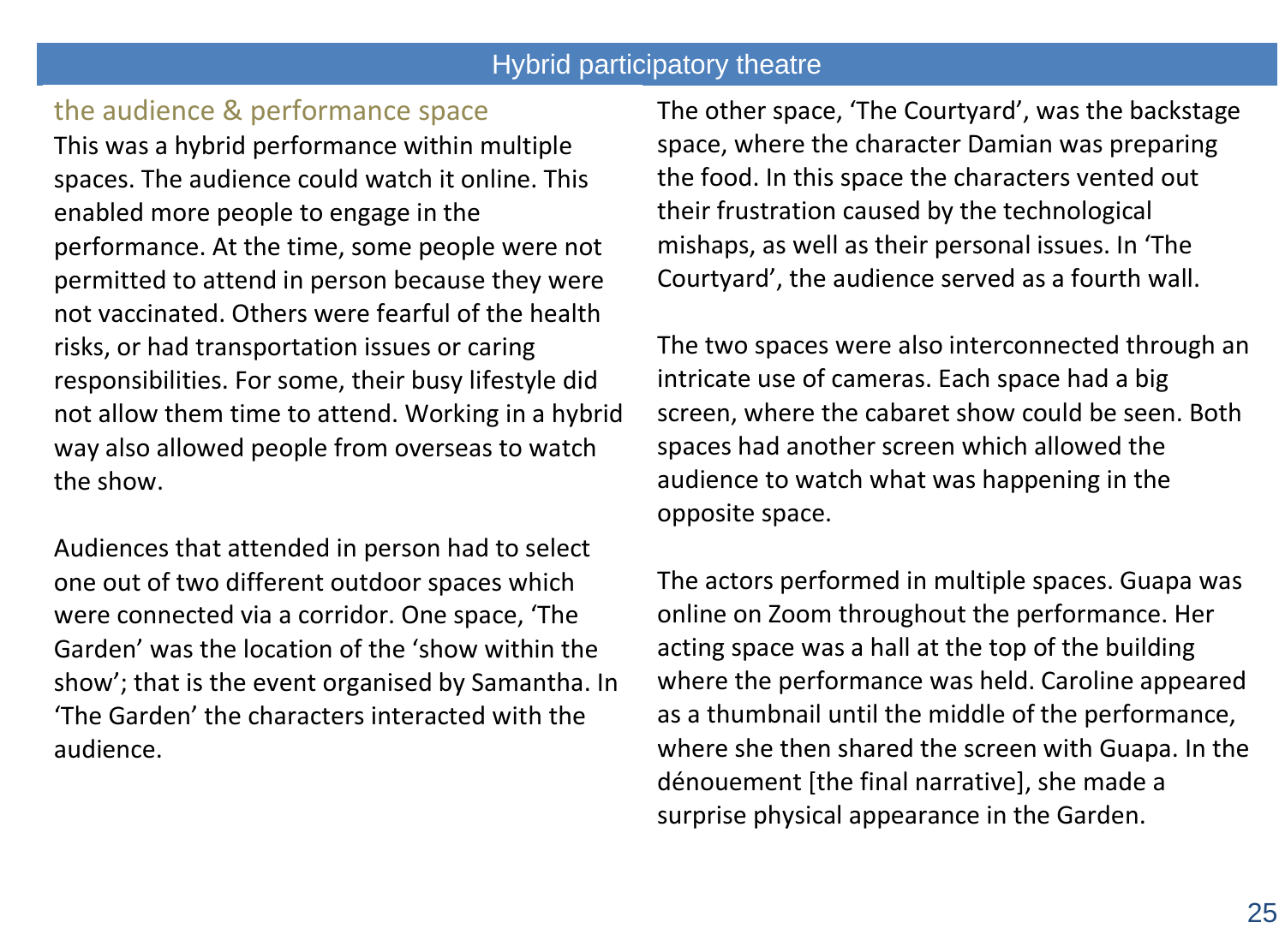## the audience & performance space

This was a hybrid performance within multiple spaces. The audience could watch it online. This enabled more people to engage in the performance. At the time, some people were not permitted to attend in person because they were not vaccinated. Others were fearful of the health risks, or had transportation issues or caring responsibilities. For some, their busy lifestyle did not allow them time to attend. Working in a hybrid way also allowed people from overseas to watch the show.

Audiences that attended in person had to select one out of two different outdoor spaces which were connected via a corridor. One space, 'The Garden' was the location of the 'show within the show'; that is the event organised by Samantha. In 'The Garden' the characters interacted with the audience.

The other space, 'The Courtyard', was the backstage space, where the character Damian was preparing the food. In this space the characters vented out their frustration caused by the technological mishaps, as well as their personal issues. In 'The Courtyard', the audience served as a fourth wall.

The two spaces were also interconnected through an intricate use of cameras. Each space had a big screen, where the cabaret show could be seen. Both spaces had another screen which allowed the audience to watch what was happening in the opposite space.

The actors performed in multiple spaces. Guapa was online on Zoom throughout the performance. Her acting space was a hall at the top of the building where the performance was held. Caroline appeared as a thumbnail until the middle of the performance, where she then shared the screen with Guapa. In the dénouement [the final narrative], she made a surprise physical appearance in the Garden.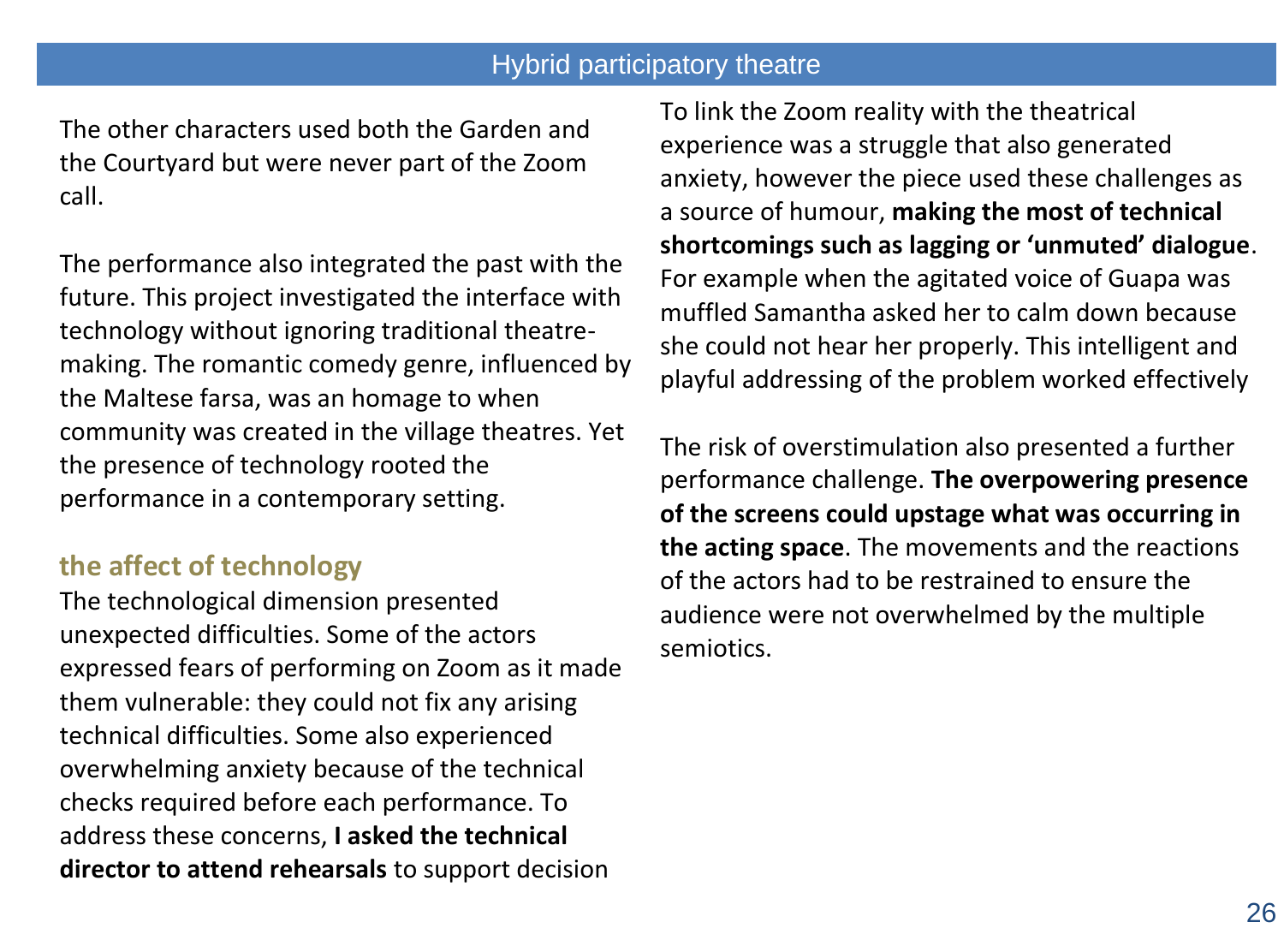The other characters used both the Garden and the Courtyard but were never part of the Zoom call.

The performance also integrated the past with the future. This project investigated the interface with technology without ignoring traditional theatre-making. The romantic comedy genre, influenced by the Maltese farsa, was an homage to when community was created in the village theatres. Yet the presence of technology rooted the performance in a contemporary setting.

### the affect of technology

The technological dimension presented unexpected difficulties. Some of the actors expressed fears of performing on Zoom as it made them vulnerable: they could not fix any arising technical difficulties. Some also experienced overwhelming anxiety because of the technical checks required before each performance. To address these concerns, **I asked the technical director to attend rehearsals** to support decision

To link the Zoom reality with the theatrical experience was a struggle that also generated anxiety, however the piece used these challenges as a source of humour, **making the most of technical shortcomings such as lagging or 'unmuted' dialogue**. For example when the agitated voice of Guapa was muffled Samantha asked her to calm down because she could not hear her properly. This intelligent and playful addressing of the problem worked effectively

The risk of overstimulation also presented a further performance challenge. **The overpowering presence of the screens could upstage what was occurring in the acting space**. The movements and the reactions of the actors had to be restrained to ensure the audience were not overwhelmed by the multiple semiotics.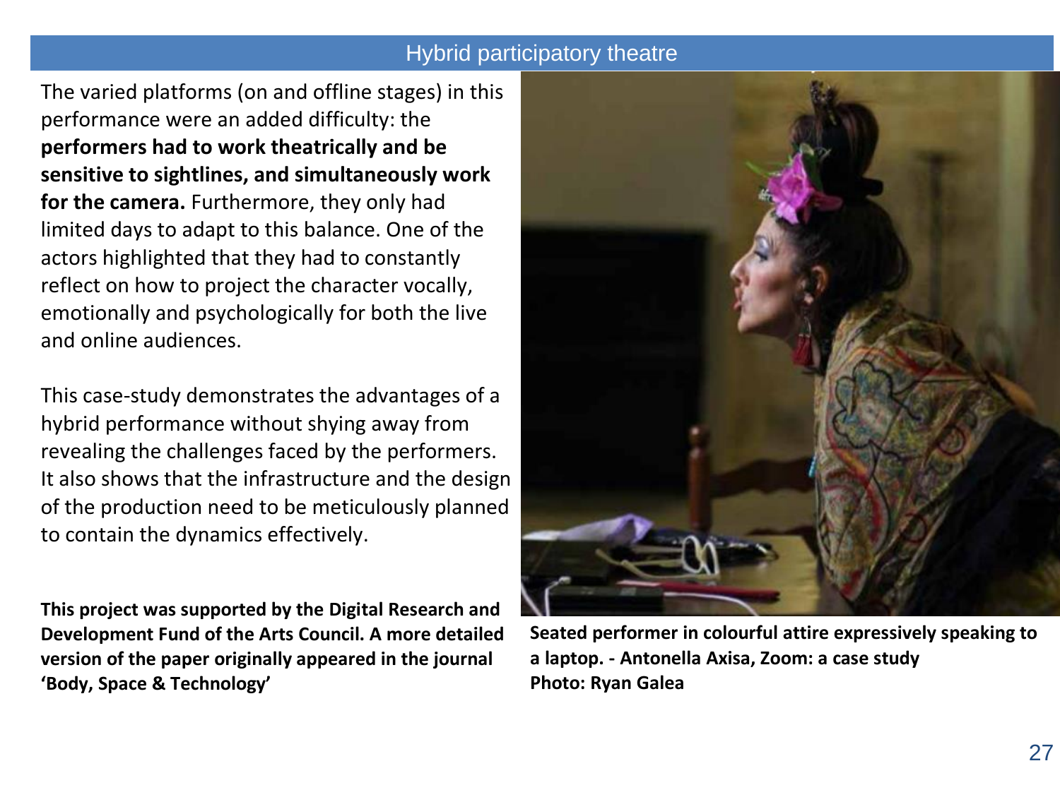## Hybrid participatory theatre

The varied platforms (on and offline stages) in this performance were an added difficulty: the **performers had to work theatrically and be sensitive to sightlines, and simultaneously work for the camera.** Furthermore, they only had limited days to adapt to this balance. One of the actors highlighted that they had to constantly reflect on how to project the character vocally, emotionally and psychologically for both the live and online audiences.

This case-study demonstrates the advantages of a hybrid performance without shying away from revealing the challenges faced by the performers. It also shows that the infrastructure and the design of the production need to be meticulously planned to contain the dynamics effectively.

**This project was supported by the Digital Research and Development Fund of the Arts Council. A more detailed version of the paper originally appeared in the journal 'Body, Space & Technology'**

**Seated performer in colourful attire expressively speaking to a laptop. - Antonella Axisa, Zoom: a case study**
**Photo: Ryan Galea**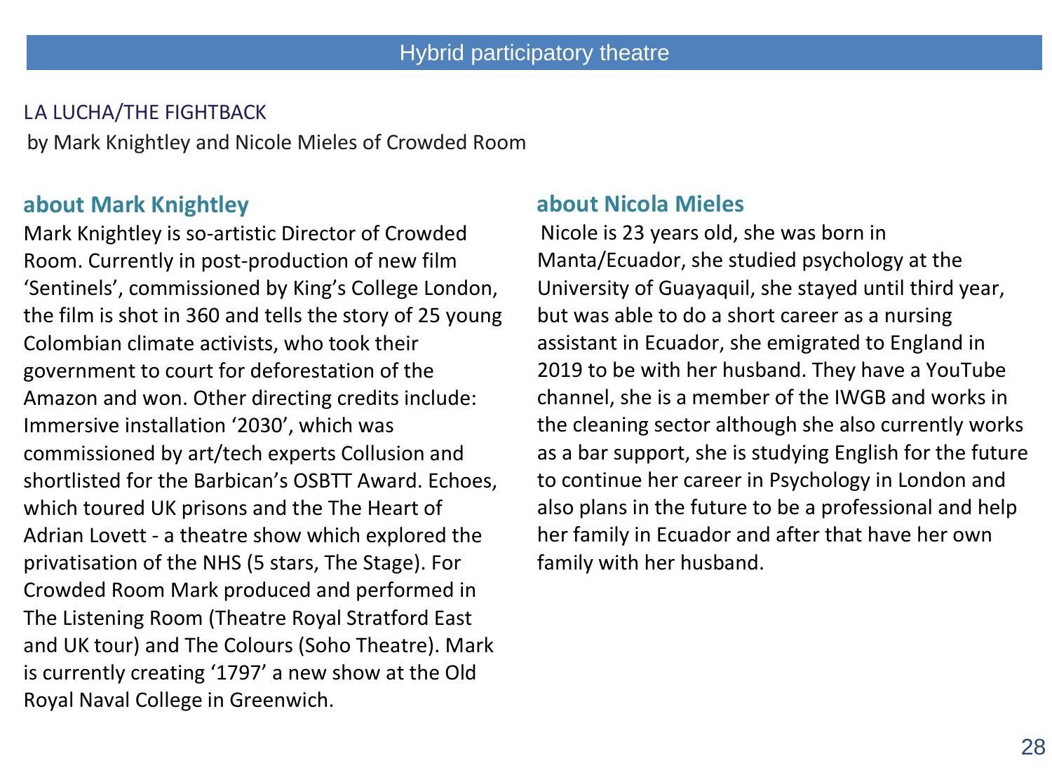## Hybrid participatory theatre

LA LUCHA/THE FIGHTBACK

by Mark Knightley and Nicole Mieles of Crowded Room

### about Mark Knightley

Mark Knightley is so-artistic Director of Crowded Room. Currently in post-production of new film 'Sentinels', commissioned by King's College London, the film is shot in 360 and tells the story of 25 young Colombian climate activists, who took their government to court for deforestation of the Amazon and won. Other directing credits include: Immersive installation '2030', which was commissioned by art/tech experts Collusion and shortlisted for the Barbican's OSBTT Award. Echoes, which toured UK prisons and the The Heart of Adrian Lovett - a theatre show which explored the privatisation of the NHS (5 stars, The Stage). For Crowded Room Mark produced and performed in The Listening Room (Theatre Royal Stratford East and UK tour) and The Colours (Soho Theatre). Mark is currently creating '1797' a new show at the Old Royal Naval College in Greenwich.

### about Nicola Mieles

Nicole is 23 years old, she was born in Manta/Ecuador, she studied psychology at the University of Guayaquil, she stayed until third year, but was able to do a short career as a nursing assistant in Ecuador, she emigrated to England in 2019 to be with her husband. They have a YouTube channel, she is a member of the IWGB and works in the cleaning sector although she also currently works as a bar support, she is studying English for the future to continue her career in Psychology in London and also plans in the future to be a professional and help her family in Ecuador and after that have her own family with her husband.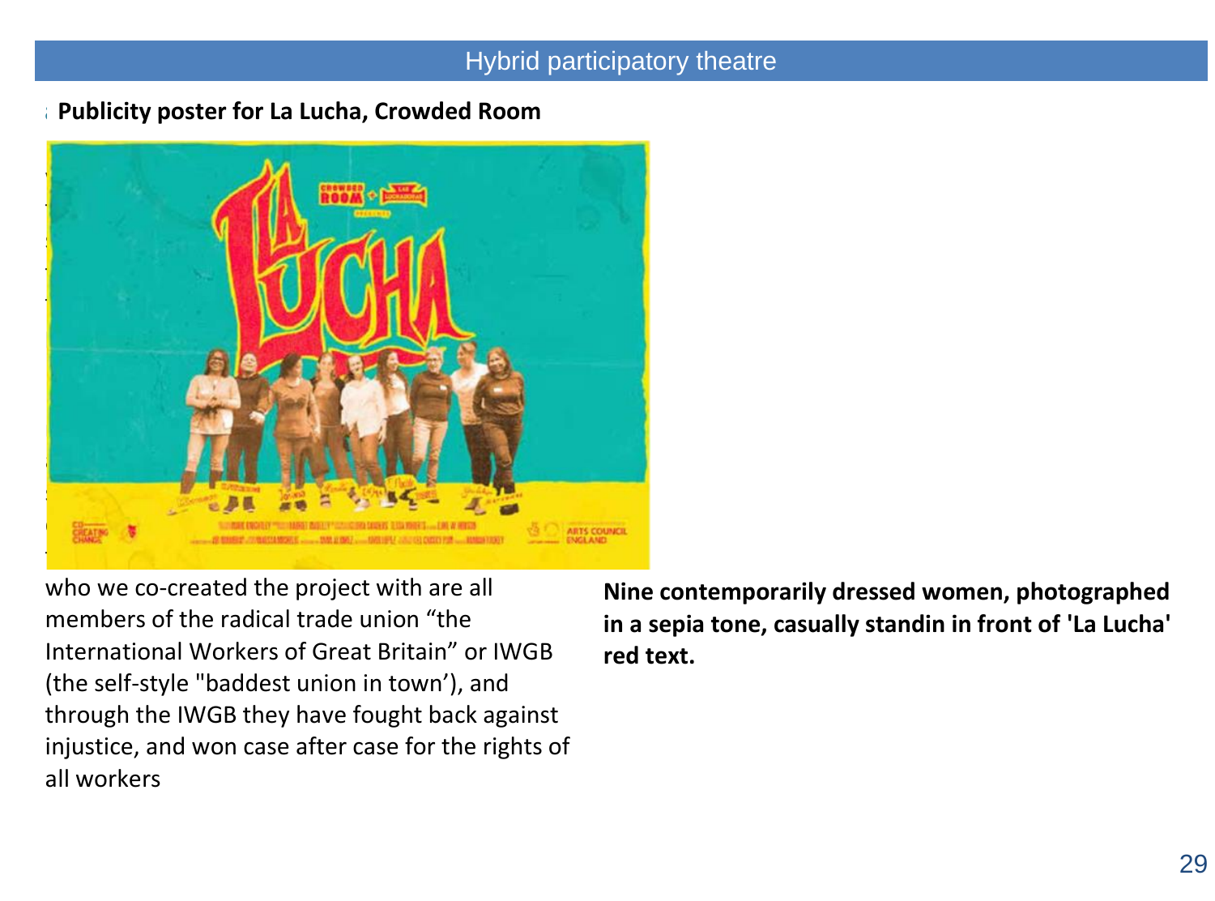## Hybrid participatory theatre

**Publicity poster for La Lucha, Crowded Room**

who we co-created the project with are all members of the radical trade union "the International Workers of Great Britain" or IWGB (the self-style "baddest union in town'), and through the IWGB they have fought back against injustice, and won case after case for the rights of all workers

**Nine contemporarily dressed women, photographed in a sepia tone, casually standin in front of 'La Lucha' red text.**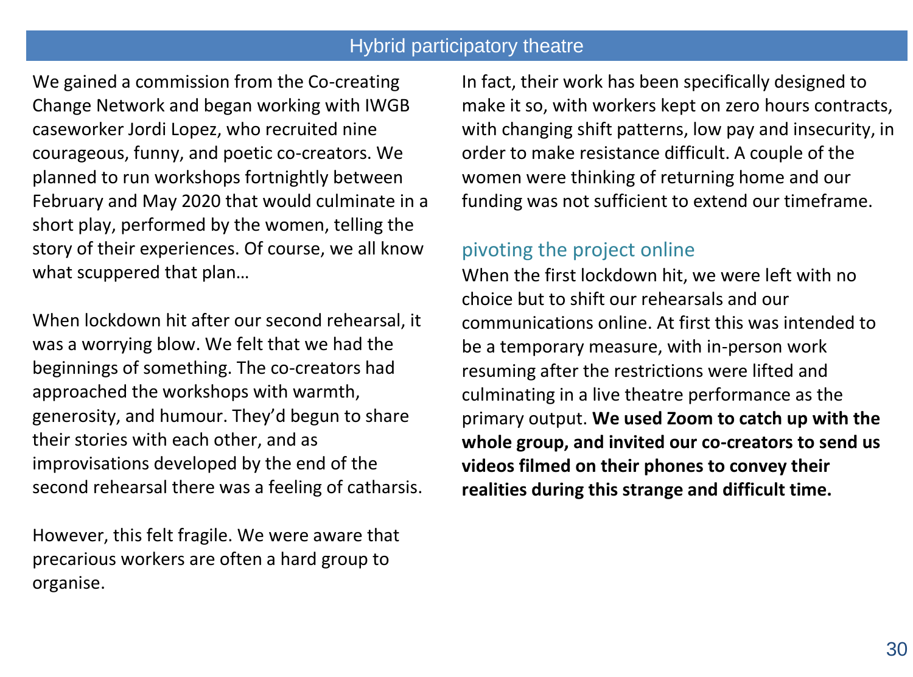## Hybrid participatory theatre

We gained a commission from the Co-creating Change Network and began working with IWGB caseworker Jordi Lopez, who recruited nine courageous, funny, and poetic co-creators. We planned to run workshops fortnightly between February and May 2020 that would culminate in a short play, performed by the women, telling the story of their experiences. Of course, we all know what scuppered that plan…

When lockdown hit after our second rehearsal, it was a worrying blow. We felt that we had the beginnings of something. The co-creators had approached the workshops with warmth, generosity, and humour. They'd begun to share their stories with each other, and as improvisations developed by the end of the second rehearsal there was a feeling of catharsis.

However, this felt fragile. We were aware that precarious workers are often a hard group to organise. In fact, their work has been specifically designed to make it so, with workers kept on zero hours contracts, with changing shift patterns, low pay and insecurity, in order to make resistance difficult. A couple of the women were thinking of returning home and our funding was not sufficient to extend our timeframe.

### pivoting the project online

When the first lockdown hit, we were left with no choice but to shift our rehearsals and our communications online. At first this was intended to be a temporary measure, with in-person work resuming after the restrictions were lifted and culminating in a live theatre performance as the primary output. **We used Zoom to catch up with the whole group, and invited our co-creators to send us videos filmed on their phones to convey their realities during this strange and difficult time.**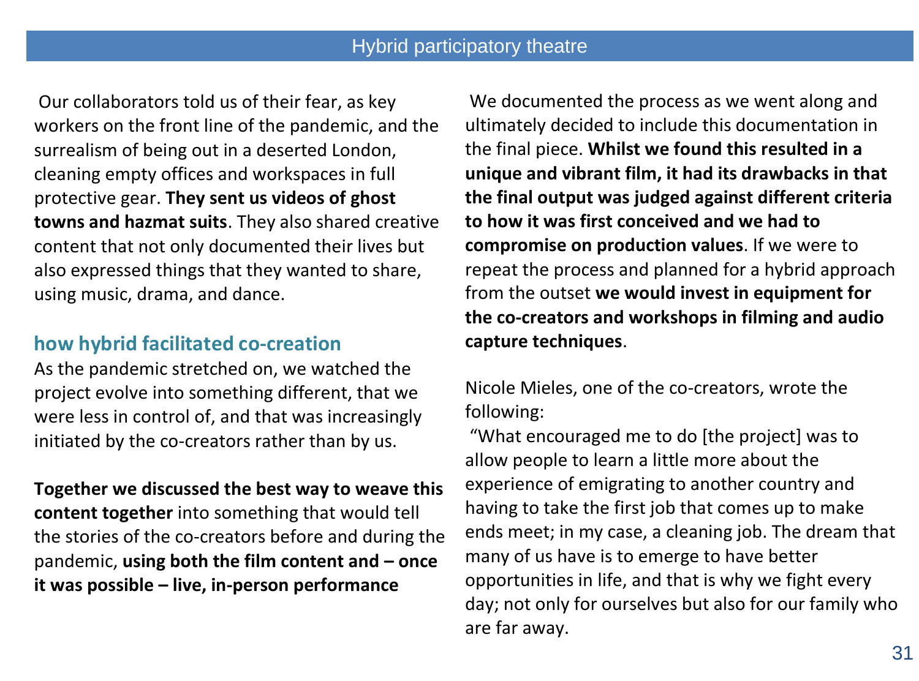Our collaborators told us of their fear, as key workers on the front line of the pandemic, and the surrealism of being out in a deserted London, cleaning empty offices and workspaces in full protective gear. **They sent us videos of ghost towns and hazmat suits**. They also shared creative content that not only documented their lives but also expressed things that they wanted to share, using music, drama, and dance.

## how hybrid facilitated co-creation

As the pandemic stretched on, we watched the project evolve into something different, that we were less in control of, and that was increasingly initiated by the co-creators rather than by us.

**Together we discussed the best way to weave this content together** into something that would tell the stories of the co-creators before and during the pandemic, **using both the film content and – once it was possible – live, in-person performance**

We documented the process as we went along and ultimately decided to include this documentation in the final piece. **Whilst we found this resulted in a unique and vibrant film, it had its drawbacks in that the final output was judged against different criteria to how it was first conceived and we had to compromise on production values**. If we were to repeat the process and planned for a hybrid approach from the outset **we would invest in equipment for the co-creators and workshops in filming and audio capture techniques**.

Nicole Mieles, one of the co-creators, wrote the following:

"What encouraged me to do [the project] was to allow people to learn a little more about the experience of emigrating to another country and having to take the first job that comes up to make ends meet; in my case, a cleaning job. The dream that many of us have is to emerge to have better opportunities in life, and that is why we fight every day; not only for ourselves but also for our family who are far away.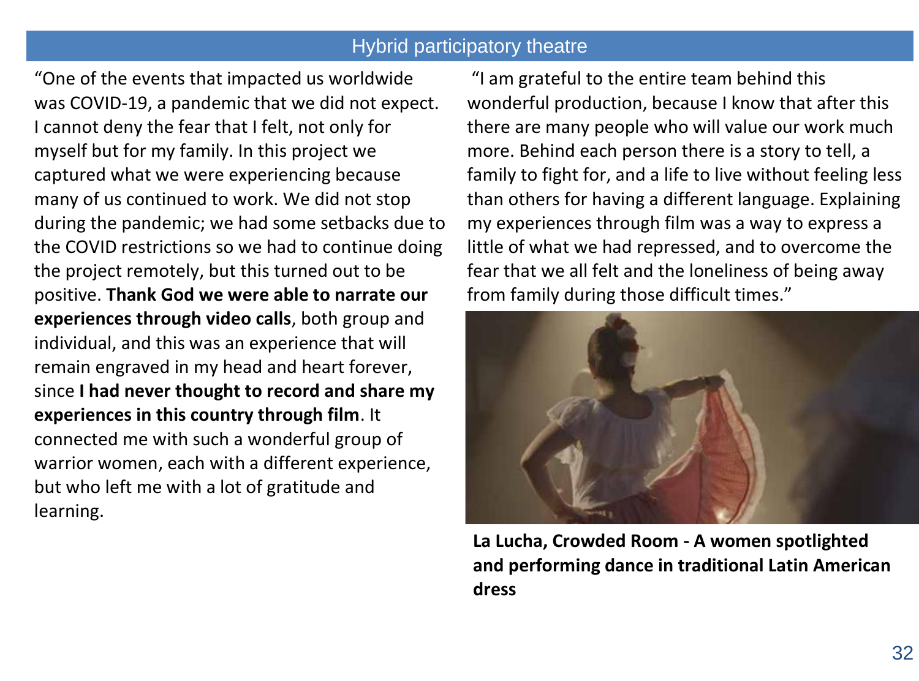## Hybrid participatory theatre

"One of the events that impacted us worldwide was COVID-19, a pandemic that we did not expect. I cannot deny the fear that I felt, not only for myself but for my family. In this project we captured what we were experiencing because many of us continued to work. We did not stop during the pandemic; we had some setbacks due to the COVID restrictions so we had to continue doing the project remotely, but this turned out to be positive. **Thank God we were able to narrate our experiences through video calls**, both group and individual, and this was an experience that will remain engraved in my head and heart forever, since **I had never thought to record and share my experiences in this country through film**. It connected me with such a wonderful group of warrior women, each with a different experience, but who left me with a lot of gratitude and learning.

"I am grateful to the entire team behind this wonderful production, because I know that after this there are many people who will value our work much more. Behind each person there is a story to tell, a family to fight for, and a life to live without feeling less than others for having a different language. Explaining my experiences through film was a way to express a little of what we had repressed, and to overcome the fear that we all felt and the loneliness of being away from family during those difficult times."

**La Lucha, Crowded Room - A women spotlighted and performing dance in traditional Latin American dress**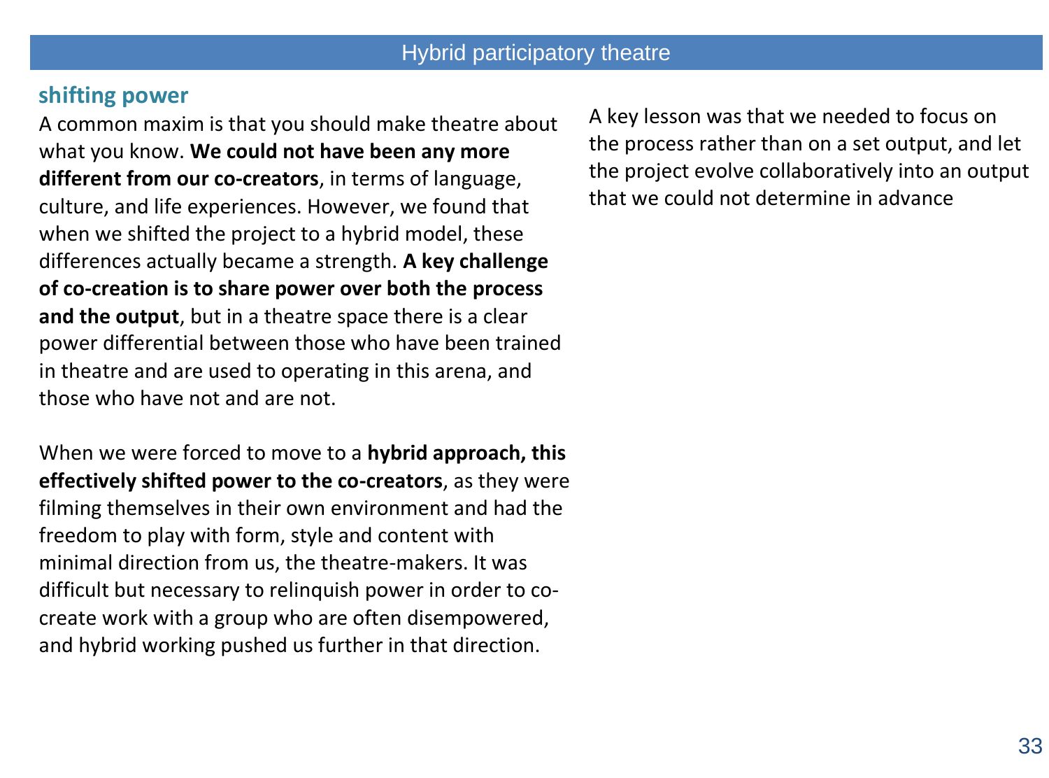## shifting power

A common maxim is that you should make theatre about what you know. **We could not have been any more different from our co-creators**, in terms of language, culture, and life experiences. However, we found that when we shifted the project to a hybrid model, these differences actually became a strength. **A key challenge of co-creation is to share power over both the process and the output**, but in a theatre space there is a clear power differential between those who have been trained in theatre and are used to operating in this arena, and those who have not and are not.

When we were forced to move to a **hybrid approach, this effectively shifted power to the co-creators**, as they were filming themselves in their own environment and had the freedom to play with form, style and content with minimal direction from us, the theatre-makers. It was difficult but necessary to relinquish power in order to co-create work with a group who are often disempowered, and hybrid working pushed us further in that direction.

A key lesson was that we needed to focus on the process rather than on a set output, and let the project evolve collaboratively into an output that we could not determine in advance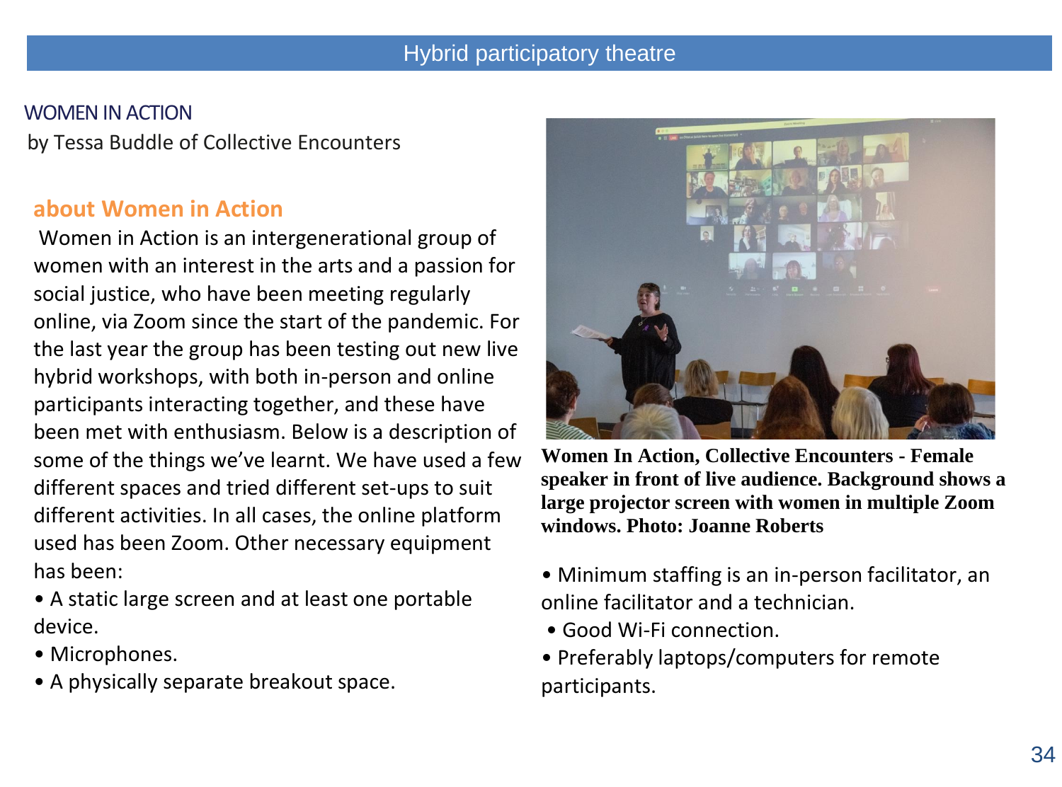Hybrid participatory theatre

## WOMEN IN ACTION

by Tessa Buddle of Collective Encounters

### about Women in Action

Women in Action is an intergenerational group of women with an interest in the arts and a passion for social justice, who have been meeting regularly online, via Zoom since the start of the pandemic. For the last year the group has been testing out new live hybrid workshops, with both in-person and online participants interacting together, and these have been met with enthusiasm. Below is a description of some of the things we've learnt. We have used a few different spaces and tried different set-ups to suit different activities. In all cases, the online platform used has been Zoom. Other necessary equipment has been:

- A static large screen and at least one portable device.
- Microphones.
- A physically separate breakout space.

**Women In Action, Collective Encounters - Female speaker in front of live audience. Background shows a large projector screen with women in multiple Zoom windows. Photo: Joanne Roberts**

- Minimum staffing is an in-person facilitator, an online facilitator and a technician.
- Good Wi-Fi connection.
- Preferably laptops/computers for remote participants.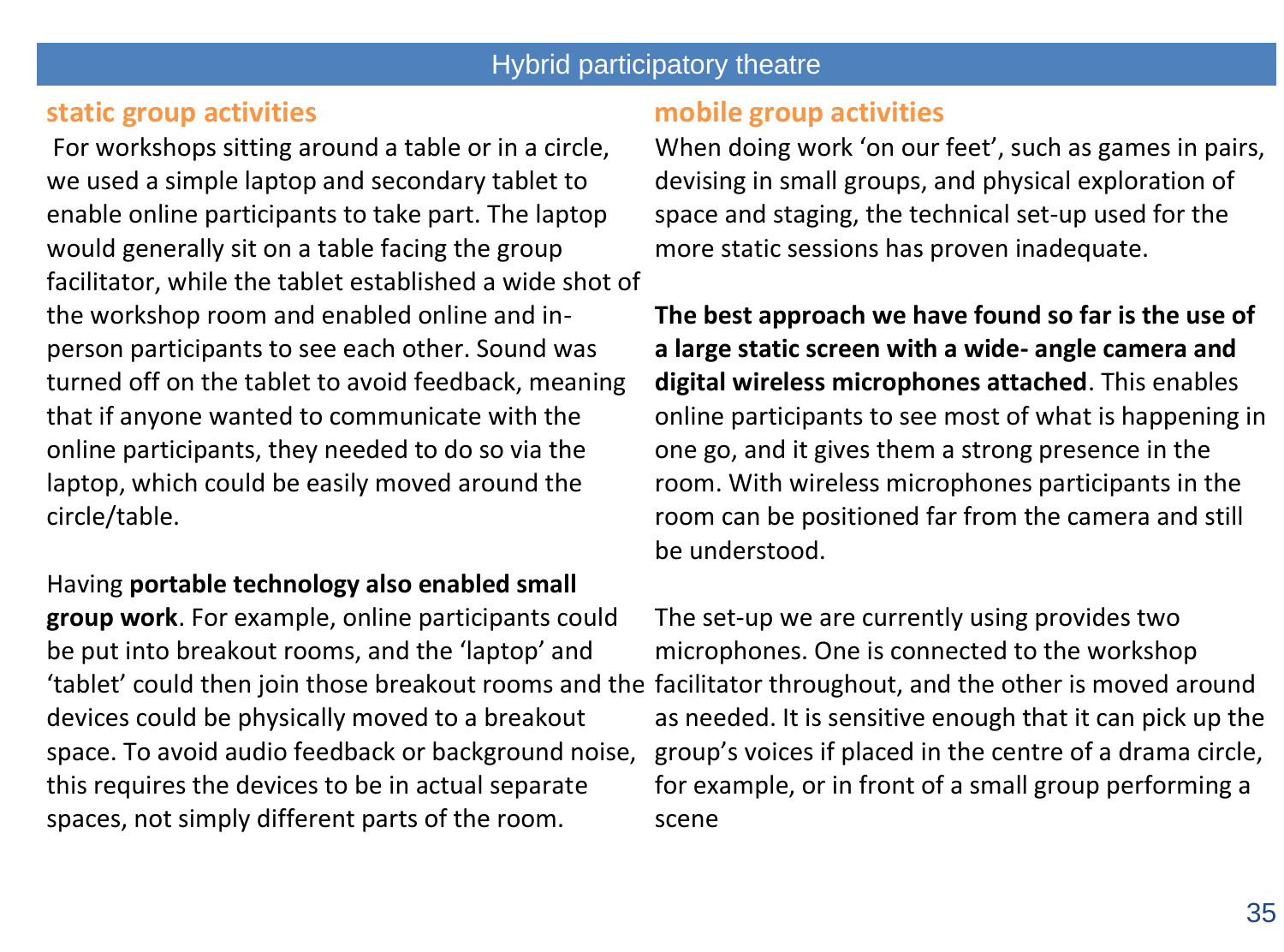# Hybrid participatory theatre

## static group activities

For workshops sitting around a table or in a circle, we used a simple laptop and secondary tablet to enable online participants to take part. The laptop would generally sit on a table facing the group facilitator, while the tablet established a wide shot of the workshop room and enabled online and in-person participants to see each other. Sound was turned off on the tablet to avoid feedback, meaning that if anyone wanted to communicate with the online participants, they needed to do so via the laptop, which could be easily moved around the circle/table.

Having **portable technology also enabled small group work**. For example, online participants could be put into breakout rooms, and the 'laptop' and 'tablet' could then join those breakout rooms and the devices could be physically moved to a breakout space. To avoid audio feedback or background noise, this requires the devices to be in actual separate spaces, not simply different parts of the room.

## mobile group activities

When doing work 'on our feet', such as games in pairs, devising in small groups, and physical exploration of space and staging, the technical set-up used for the more static sessions has proven inadequate.

**The best approach we have found so far is the use of a large static screen with a wide- angle camera and digital wireless microphones attached**. This enables online participants to see most of what is happening in one go, and it gives them a strong presence in the room. With wireless microphones participants in the room can be positioned far from the camera and still be understood.

The set-up we are currently using provides two microphones. One is connected to the workshop facilitator throughout, and the other is moved around as needed. It is sensitive enough that it can pick up the group's voices if placed in the centre of a drama circle, for example, or in front of a small group performing a scene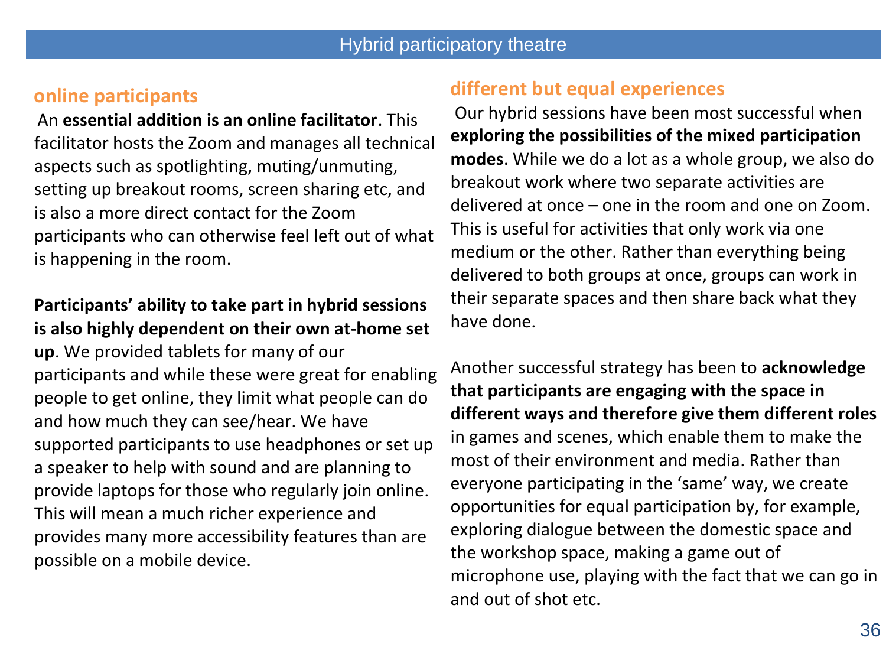## online participants

An **essential addition is an online facilitator**. This facilitator hosts the Zoom and manages all technical aspects such as spotlighting, muting/unmuting, setting up breakout rooms, screen sharing etc, and is also a more direct contact for the Zoom participants who can otherwise feel left out of what is happening in the room.

**Participants' ability to take part in hybrid sessions is also highly dependent on their own at-home set up**. We provided tablets for many of our participants and while these were great for enabling people to get online, they limit what people can do and how much they can see/hear. We have supported participants to use headphones or set up a speaker to help with sound and are planning to provide laptops for those who regularly join online. This will mean a much richer experience and provides many more accessibility features than are possible on a mobile device.

## different but equal experiences

Our hybrid sessions have been most successful when **exploring the possibilities of the mixed participation modes**. While we do a lot as a whole group, we also do breakout work where two separate activities are delivered at once – one in the room and one on Zoom. This is useful for activities that only work via one medium or the other. Rather than everything being delivered to both groups at once, groups can work in their separate spaces and then share back what they have done.

Another successful strategy has been to **acknowledge that participants are engaging with the space in different ways and therefore give them different roles** in games and scenes, which enable them to make the most of their environment and media. Rather than everyone participating in the 'same' way, we create opportunities for equal participation by, for example, exploring dialogue between the domestic space and the workshop space, making a game out of microphone use, playing with the fact that we can go in and out of shot etc.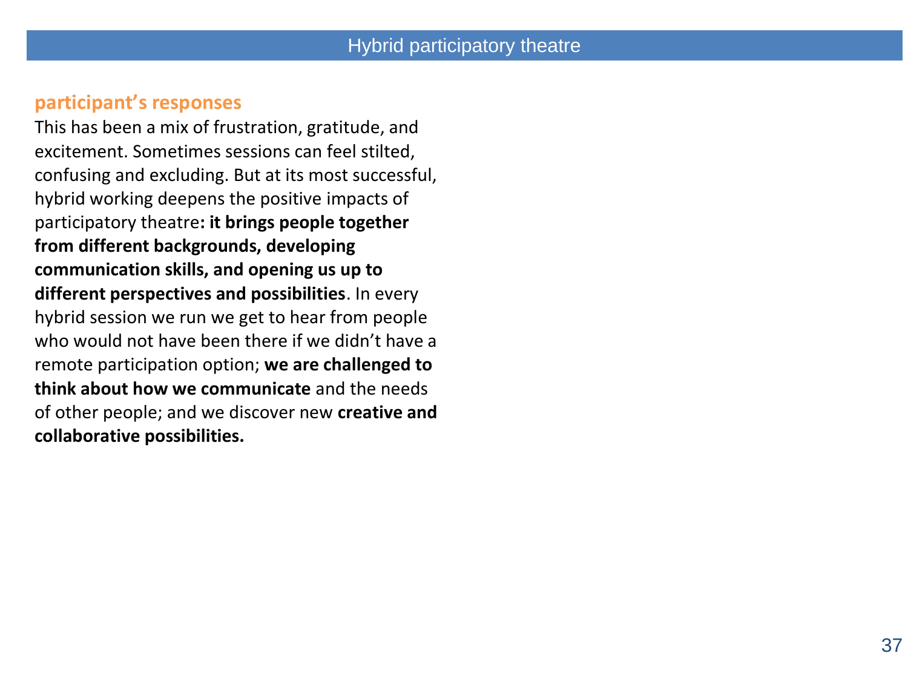## participant's responses

This has been a mix of frustration, gratitude, and excitement. Sometimes sessions can feel stilted, confusing and excluding. But at its most successful, hybrid working deepens the positive impacts of participatory theatre**: it brings people together from different backgrounds, developing communication skills, and opening us up to different perspectives and possibilities**. In every hybrid session we run we get to hear from people who would not have been there if we didn't have a remote participation option; **we are challenged to think about how we communicate** and the needs of other people; and we discover new **creative and collaborative possibilities.**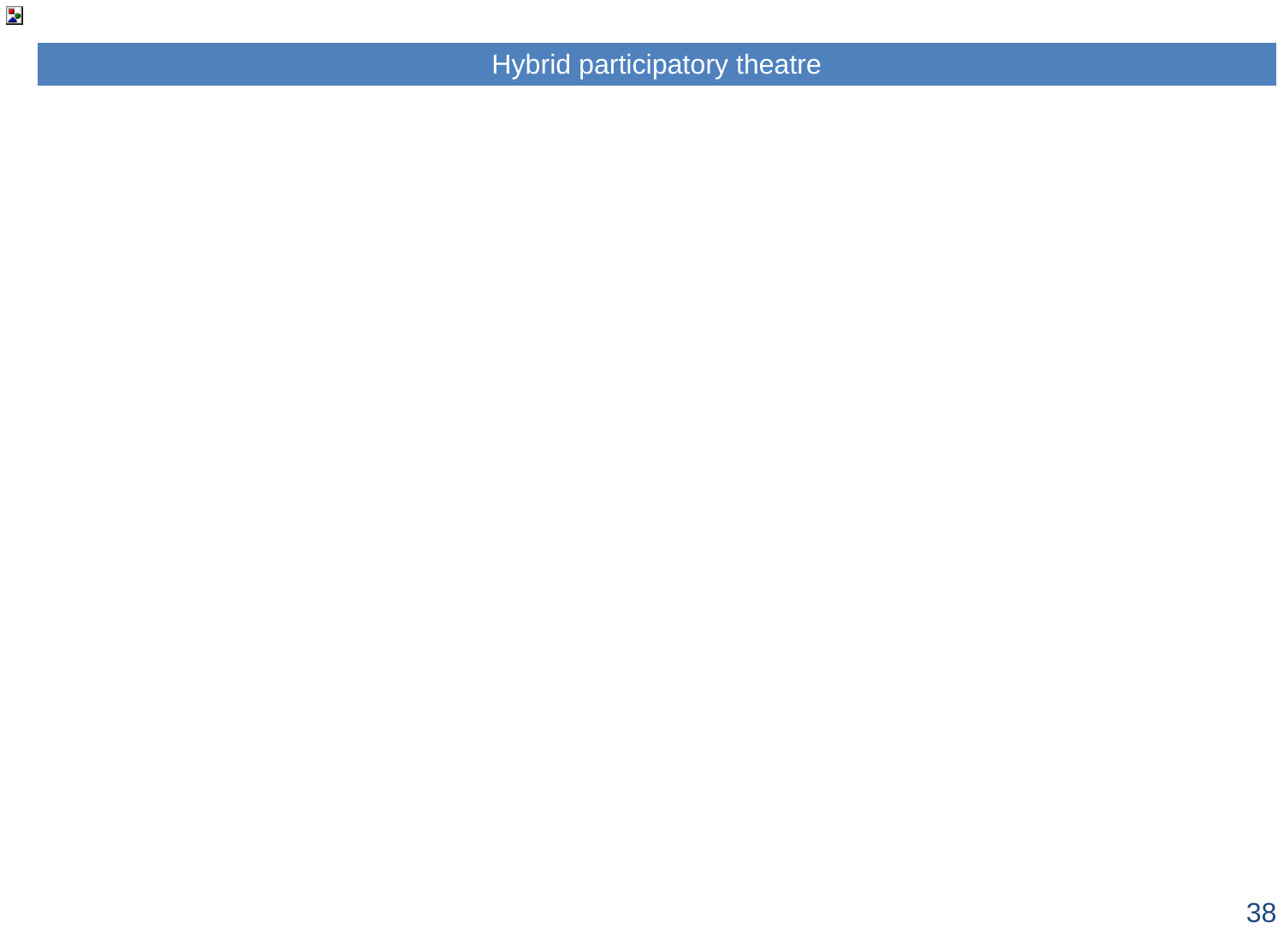# Hybrid participatory theatre